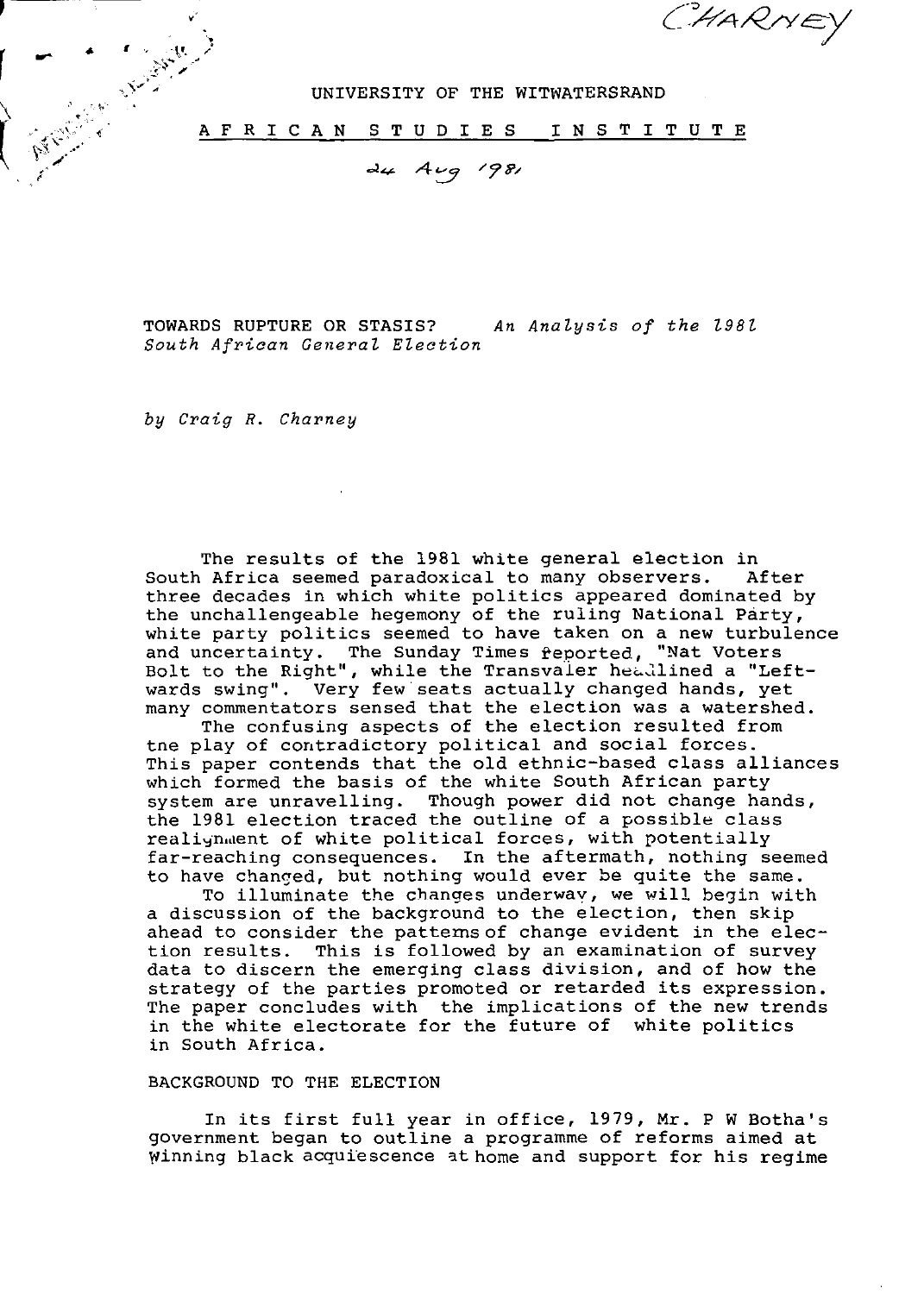CHARNEY

UNIVERSITY OF THE WITWATERSRAND

AFRICAN STUDIES INSTITUTE

24 Aug 1981

# TOWARDS RUPTURE OR STASIS? *An Analysis of the 1981 South African General Election*

*by Craig R. Charney*

The results of the 1981 white general election in South Africa seemed paradoxical to many observers. After three decades in which white politics appeared dominated by the unchallengeable hegemony of the ruling National Party, white party politics seemed to have taken on a new turbulence and uncertainty. The Sunday Times reported, "Nat Voters Bolt to the Right", while the Transvaler headlined a "Leftwards swing". Very few seats actually changed hands, yet many commentators sensed that the election was a watershed.

The confusing aspects of the election resulted from the play of contradictory political and social forces. This paper contends that the old ethnic-based class alliances which formed the basis of the white South African party system are unravelling. Though power did not change hands, the 1981 election traced the outline of a possible class realignment of white political forces, with potentially far-reaching consequences. In the aftermath, nothing seemed to have changed, but nothing would ever be quite the same.

To illuminate the changes underway, we will begin with a discussion of the background to the election, then skip ahead to consider the patterns of change evident in the election results. This is followed by an examination of survey data to discern the emerging class division, and of how the strategy of the parties promoted or retarded its expression. The paper concludes with the implications of the new trends in the white electorate for the future of white politics in South Africa.

## BACKGROUND TO THE ELECTION

In its first full year in office, 1979, Mr. P W Botha's government began to outline a programme of reforms aimed at winning black acquiescence at home and support for his regime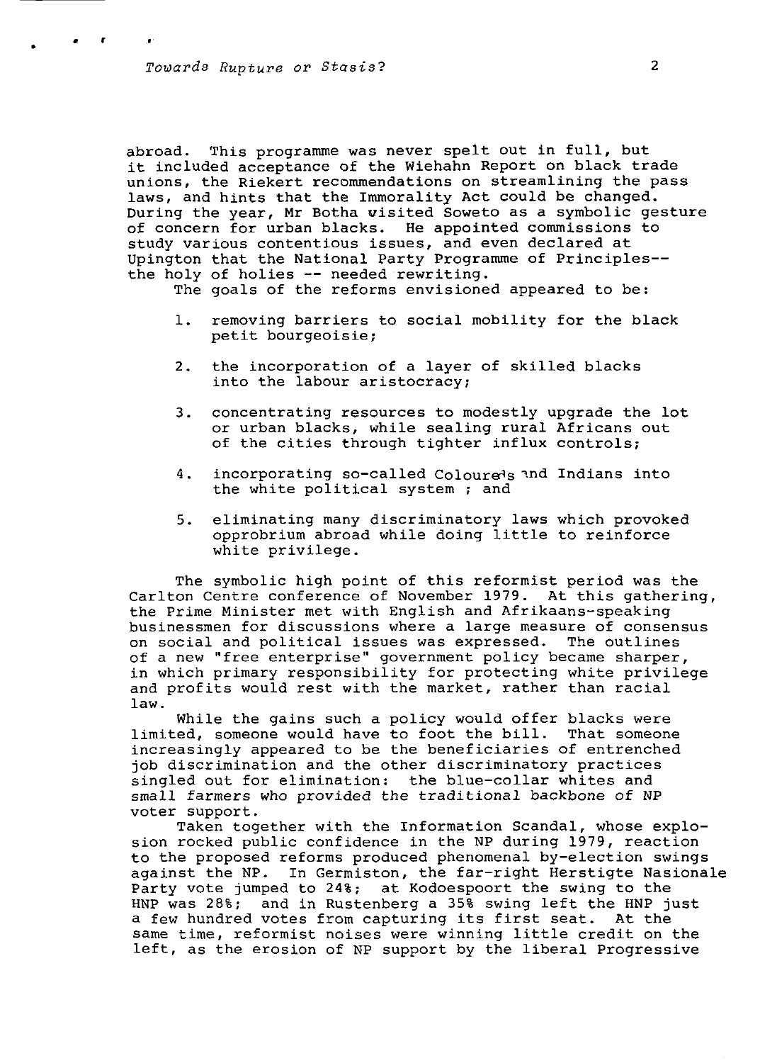abroad. This programme was never spelt out in full, but it included acceptance of the Wiehahn Report on black trade unions, the Riekert recommendations on streamlining the pass laws, and hints that the Immorality Act could be changed. During the year, Mr Botha visited Soweto as a symbolic gesture of concern for urban blacks. He appointed commissions to study various contentious issues, and even declared at Upington that the National Party Programme of Principles-- the holy of holies -- needed rewriting.

The goals of the reforms envisioned appeared to be:

1. removing barriers to social mobility for the black petit bourgeoisie;
2. the incorporation of a layer of skilled blacks into the labour aristocracy;
3. concentrating resources to modestly upgrade the lot or urban blacks, while sealing rural Africans out of the cities through tighter influx controls;
4. incorporating so-called Coloureds and Indians into the white political system ; and
5. eliminating many discriminatory laws which provoked opprobrium abroad while doing little to reinforce white privilege.

The symbolic high point of this reformist period was the Carlton Centre conference of November 1979. At this gathering, the Prime Minister met with English and Afrikaans-speaking businessmen for discussions where a large measure of consensus on social and political issues was expressed. The outlines of a new "free enterprise" government policy became sharper, in which primary responsibility for protecting white privilege and profits would rest with the market, rather than racial law.

While the gains such a policy would offer blacks were limited, someone would have to foot the bill. That someone increasingly appeared to be the beneficiaries of entrenched job discrimination and the other discriminatory practices singled out for elimination: the blue-collar whites and small farmers who provided the traditional backbone of NP voter support.

Taken together with the Information Scandal, whose explosion rocked public confidence in the NP during 1979, reaction to the proposed reforms produced phenomenal by-election swings against the NP. In Germiston, the far-right Herstigte Nasionale Party vote jumped to 24%; at Kodoespoort the swing to the HNP was 28%; and in Rustenberg a 35% swing left the HNP just a few hundred votes from capturing its first seat. At the same time, reformist noises were winning little credit on the left, as the erosion of NP support by the liberal Progressive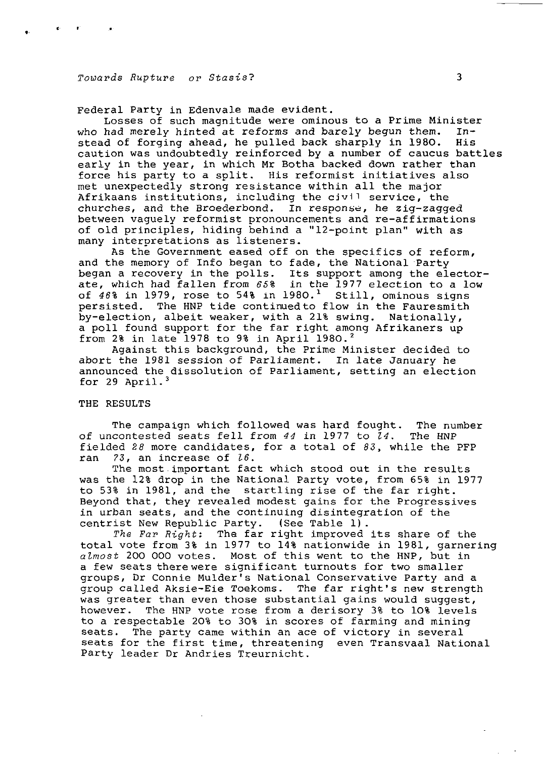Federal Party in Edenvale made evident.

Losses of such magnitude were ominous to a Prime Minister who had merely hinted at reforms and barely begun them. Instead of forging ahead, he pulled back sharply in 1980. His caution was undoubtedly reinforced by a number of caucus battles early in the year, in which Mr Botha backed down rather than force his party to a split. His reformist initiatives also met unexpectedly strong resistance within all the major Afrikaans institutions, including the civil service, the churches, and the Broederbond. In response, he zig-zagged between vaguely reformist pronouncements and re-affirmations of old principles, hiding behind a "12-point plan" with as many interpretations as listeners.

As the Government eased off on the specifics of reform, and the memory of Info began to fade, the National Party began a recovery in the polls. Its support among the electorate, which had fallen from 65% in the 1977 election to a low of 46% in 1979, rose to 54% in 1980.[1] Still, ominous signs persisted. The HNP tide continued to flow in the Fauresmith by-election, albeit weaker, with a 21% swing. Nationally, a poll found support for the far right among Afrikaners up from 2% in late 1978 to 9% in April 1980.[2]

Against this background, the Prime Minister decided to abort the 1981 session of Parliament. In late January he announced the dissolution of Parliament, setting an election for 29 April.[3]

## THE RESULTS

The campaign which followed was hard fought. The number of uncontested seats fell from 44 in 1977 to 14. The HNP fielded 28 more candidates, for a total of 83, while the PFP ran 73, an increase of 16.

The most important fact which stood out in the results was the 12% drop in the National Party vote, from 65% in 1977 to 53% in 1981, and the startling rise of the far right. Beyond that, they revealed modest gains for the Progressives in urban seats, and the continuing disintegration of the centrist New Republic Party. (See Table 1).

*The Far Right:* The far right improved its share of the total vote from 3% in 1977 to 14% nationwide in 1981, garnering *almost* 200 000 votes. Most of this went to the HNP, but in a few seats there were significant turnouts for two smaller groups, Dr Connie Mulder's National Conservative Party and a group called Aksie-Eie Toekoms. The far right's new strength was greater than even those substantial gains would suggest, however. The HNP vote rose from a derisory 3% to 10% levels to a respectable 20% to 30% in scores of farming and mining seats. The party came within an ace of victory in several seats for the first time, threatening even Transvaal National Party leader Dr Andries Treurnicht.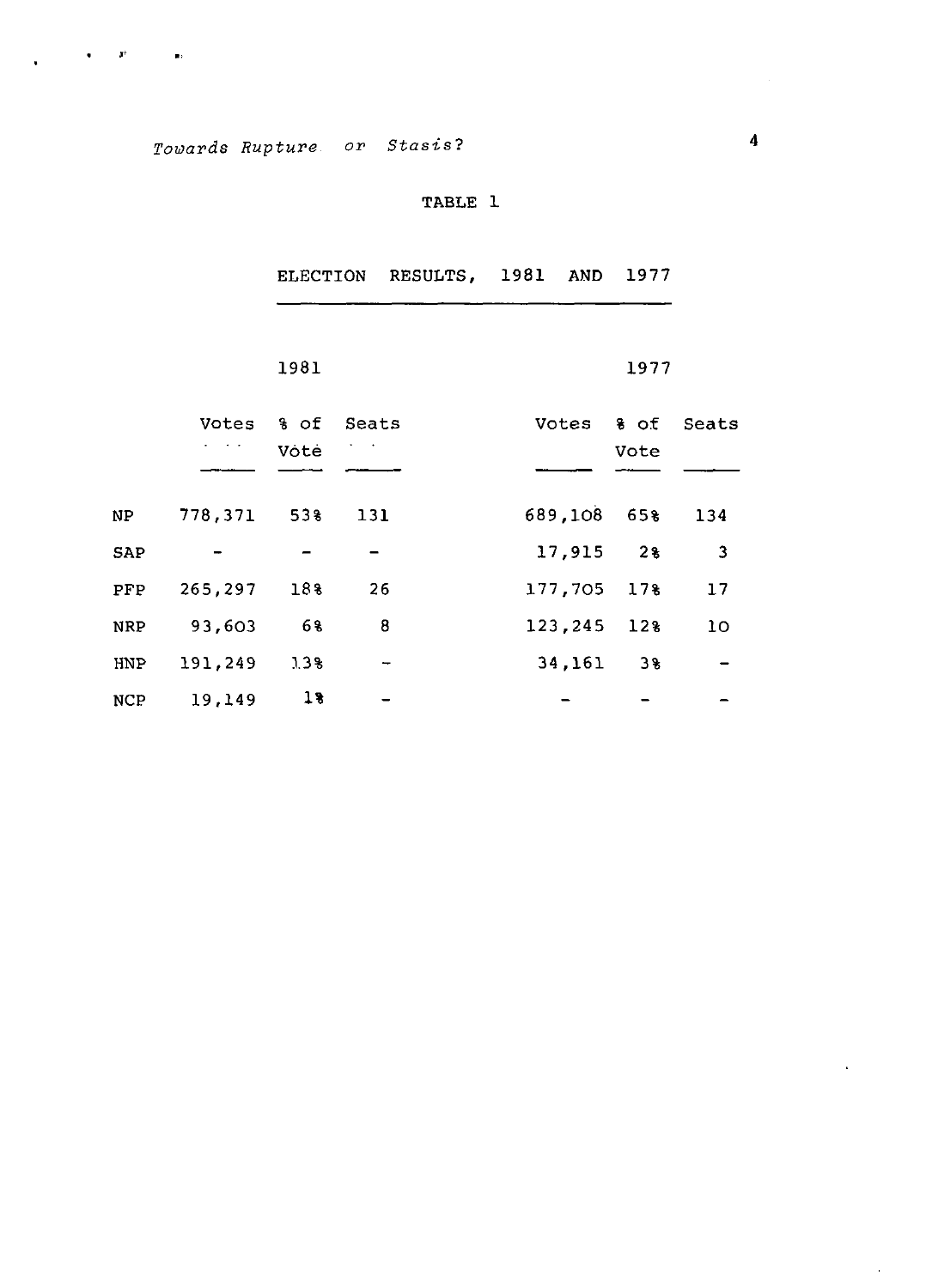## TABLE 1

### ELECTION RESULTS, 1981 AND 1977

| | 1981 | | | 1977 | | |
|---|---|---|---|---|---|---|
| | Votes | % of Vote | Seats | Votes | % of Vote | Seats |
| NP | 778,371 | 53% | 131 | 689,108 | 65% | 134 |
| SAP | - | - | - | 17,915 | 2% | 3 |
| PFP | 265,297 | 18% | 26 | 177,705 | 17% | 17 |
| NRP | 93,603 | 6% | 8 | 123,245 | 12% | 10 |
| HNP | 191,249 | 13% | - | 34,161 | 3% | - |
| NCP | 19,149 | 1% | - | - | - | - |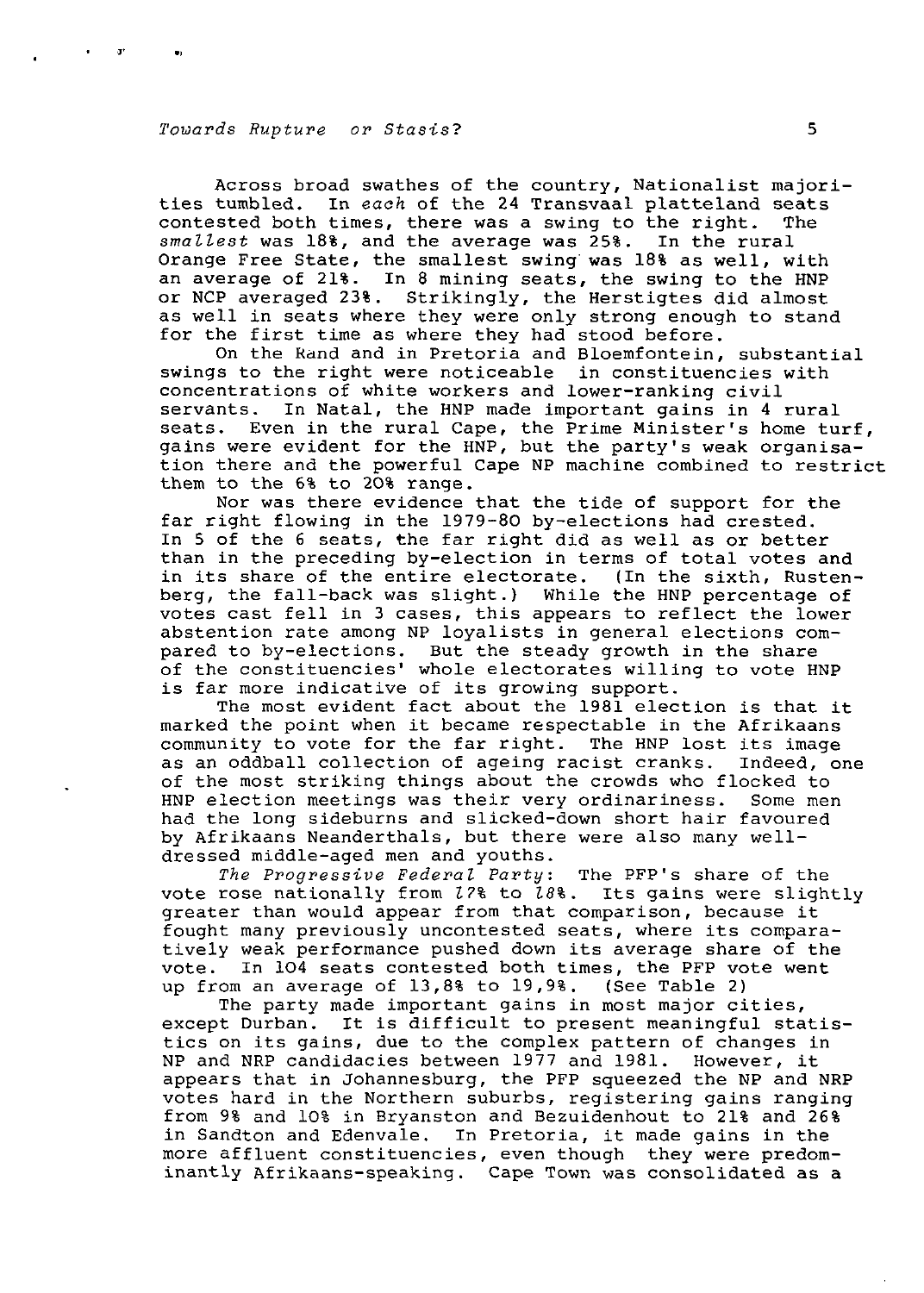Across broad swathes of the country, Nationalist majorities tumbled. In *each* of the 24 Transvaal platteland seats contested both times, there was a swing to the right. The *smallest* was 18%, and the average was 25%. In the rural Orange Free State, the smallest swing was 18% as well, with an average of 21%. In 8 mining seats, the swing to the HNP or NCP averaged 23%. Strikingly, the Herstigtes did almost as well in seats where they were only strong enough to stand for the first time as where they had stood before.

On the Rand and in Pretoria and Bloemfontein, substantial swings to the right were noticeable in constituencies with concentrations of white workers and lower-ranking civil servants. In Natal, the HNP made important gains in 4 rural seats. Even in the rural Cape, the Prime Minister's home turf, gains were evident for the HNP, but the party's weak organisation there and the powerful Cape NP machine combined to restrict them to the 6% to 20% range.

Nor was there evidence that the tide of support for the far right flowing in the 1979-80 by-elections had crested. In 5 of the 6 seats, the far right did as well as or better than in the preceding by-election in terms of total votes and in its share of the entire electorate. (In the sixth, Rustenberg, the fall-back was slight.) While the HNP percentage of votes cast fell in 3 cases, this appears to reflect the lower abstention rate among NP loyalists in general elections compared to by-elections. But the steady growth in the share of the constituencies' whole electorates willing to vote HNP is far more indicative of its growing support.

The most evident fact about the 1981 election is that it marked the point when it became respectable in the Afrikaans community to vote for the far right. The HNP lost its image as an oddball collection of ageing racist cranks. Indeed, one of the most striking things about the crowds who flocked to HNP election meetings was their very ordinariness. Some men had the long sideburns and slicked-down short hair favoured by Afrikaans Neanderthals, but there were also many well-dressed middle-aged men and youths.

*The Progressive Federal Party*: The PFP's share of the vote rose nationally from *17*% to *18*%. Its gains were slightly greater than would appear from that comparison, because it fought many previously uncontested seats, where its comparatively weak performance pushed down its average share of the vote. In 104 seats contested both times, the PFP vote went up from an average of 13,8% to 19,9%. (See Table 2)

The party made important gains in most major cities, except Durban. It is difficult to present meaningful statistics on its gains, due to the complex pattern of changes in NP and NRP candidacies between 1977 and 1981. However, it appears that in Johannesburg, the PFP squeezed the NP and NRP votes hard in the Northern suburbs, registering gains ranging from 9% and 10% in Bryanston and Bezuidenhout to 21% and 26% in Sandton and Edenvale. In Pretoria, it made gains in the more affluent constituencies, even though they were predominantly Afrikaans-speaking. Cape Town was consolidated as a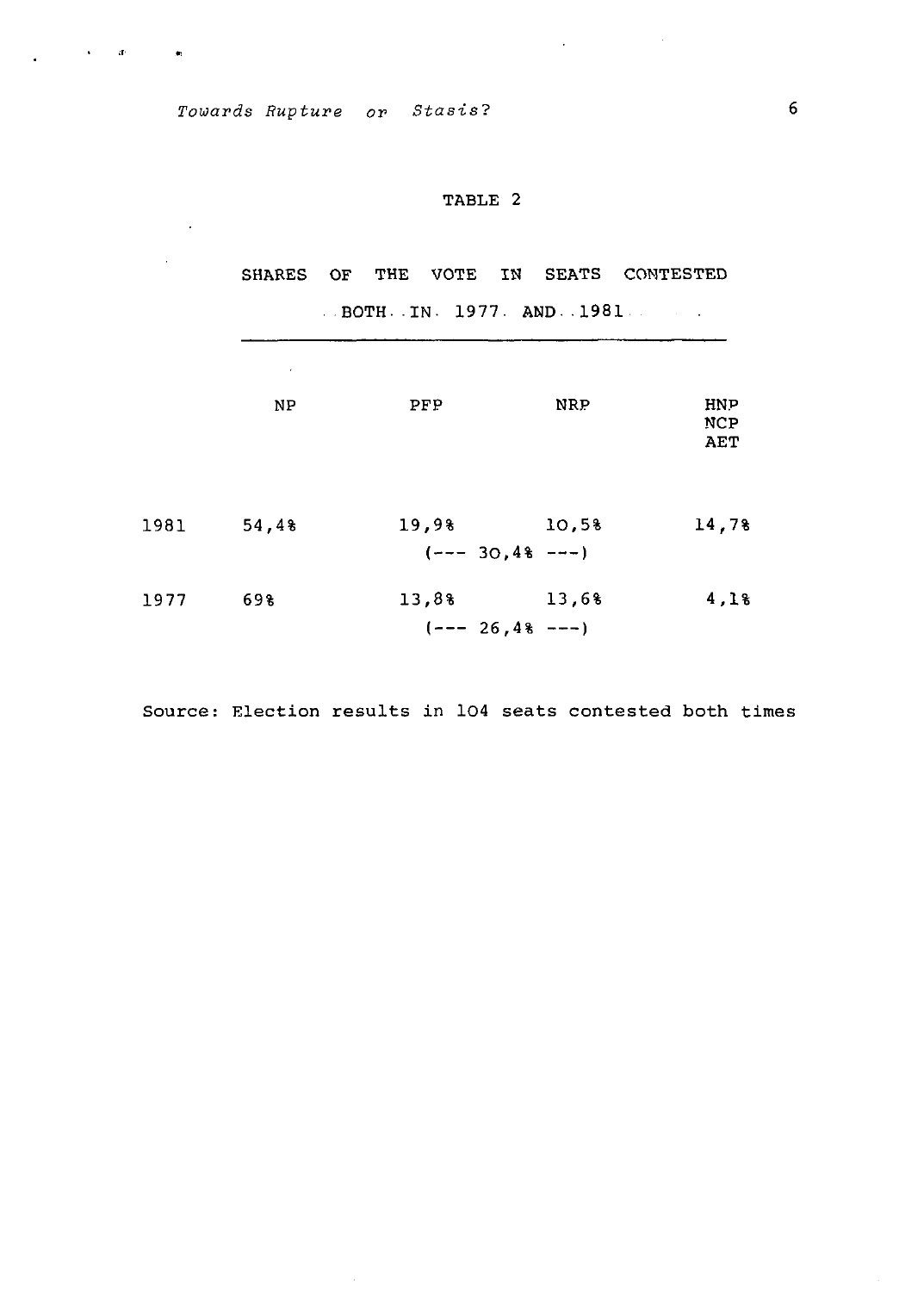TABLE 2

SHARES OF THE VOTE IN SEATS CONTESTED BOTH IN 1977 AND 1981

| | NP | PFP | NRP | HNP NCP AET |
|---|---|---|---|---|
| 1981 | 54,4% | 19,9% | 10,5% | 14,7% |
| | | (--- 30,4% ---) | | |
| 1977 | 69% | 13,8% | 13,6% | 4,1% |
| | | (--- 26,4% ---) | | |

Source: Election results in 104 seats contested both times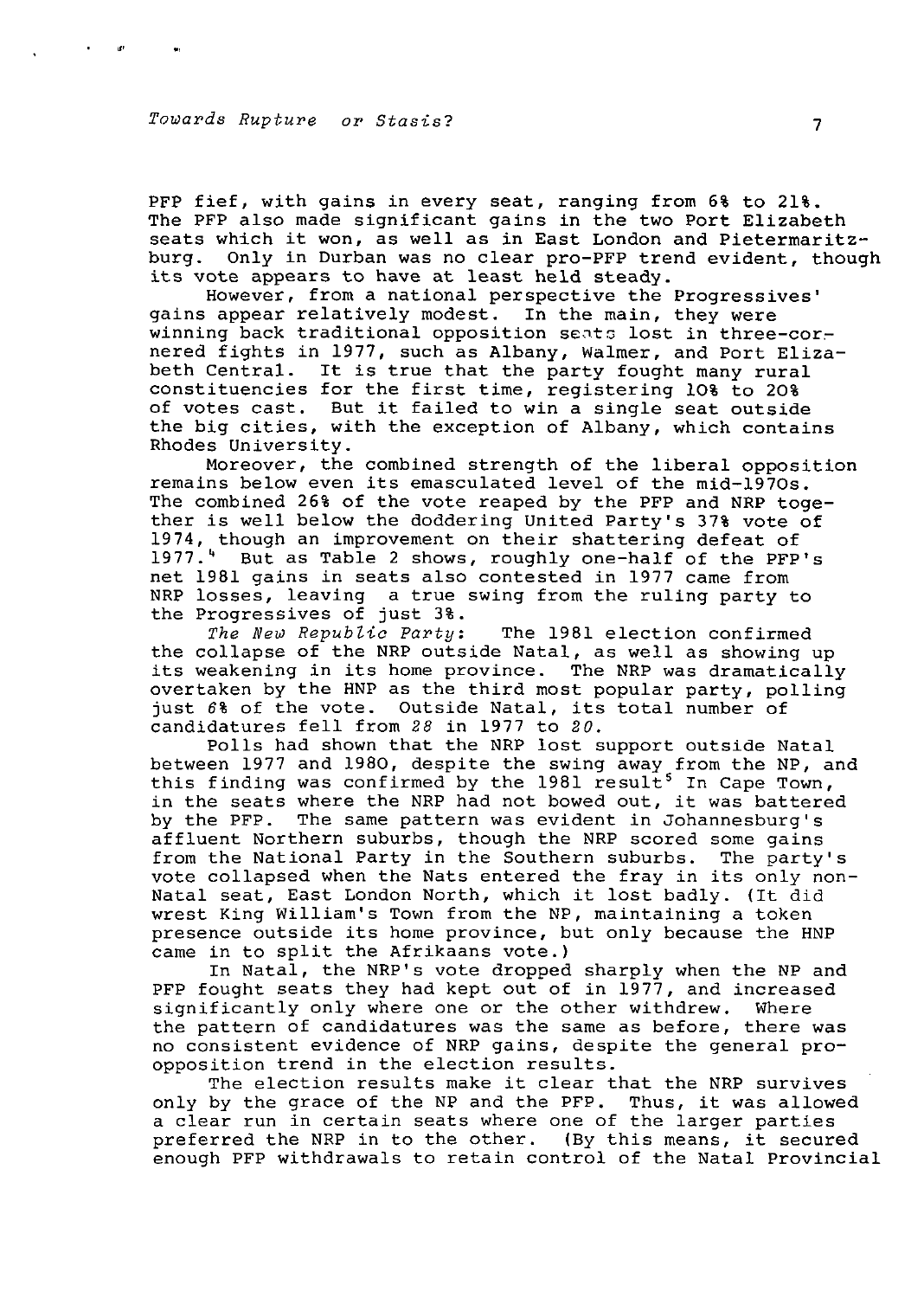PFP fief, with gains in every seat, ranging from 6% to 21%. The PFP also made significant gains in the two Port Elizabeth seats which it won, as well as in East London and Pietermaritzburg. Only in Durban was no clear pro-PFP trend evident, though its vote appears to have at least held steady.

However, from a national perspective the Progressives' gains appear relatively modest. In the main, they were winning back traditional opposition seats lost in three-cornered fights in 1977, such as Albany, Walmer, and Port Elizabeth Central. It is true that the party fought many rural constituencies for the first time, registering 10% to 20% of votes cast. But it failed to win a single seat outside the big cities, with the exception of Albany, which contains Rhodes University.

Moreover, the combined strength of the liberal opposition remains below even its emasculated level of the mid-1970s. The combined 26% of the vote reaped by the PFP and NRP together is well below the doddering United Party's 37% vote of 1974, though an improvement on their shattering defeat of 1977.[4] But as Table 2 shows, roughly one-half of the PFP's net 1981 gains in seats also contested in 1977 came from NRP losses, leaving a true swing from the ruling party to the Progressives of just 3%.

*The New Republic Party*: The 1981 election confirmed the collapse of the NRP outside Natal, as well as showing up its weakening in its home province. The NRP was dramatically overtaken by the HNP as the third most popular party, polling just 6% of the vote. Outside Natal, its total number of candidatures fell from *28* in 1977 to *20*.

Polls had shown that the NRP lost support outside Natal between 1977 and 1980, despite the swing away from the NP, and this finding was confirmed by the 1981 result[5] In Cape Town, in the seats where the NRP had not bowed out, it was battered by the PFP. The same pattern was evident in Johannesburg's affluent Northern suburbs, though the NRP scored some gains from the National Party in the Southern suburbs. The party's vote collapsed when the Nats entered the fray in its only non-Natal seat, East London North, which it lost badly. (It did wrest King William's Town from the NP, maintaining a token presence outside its home province, but only because the HNP came in to split the Afrikaans vote.)

In Natal, the NRP's vote dropped sharply when the NP and PFP fought seats they had kept out of in 1977, and increased significantly only where one or the other withdrew. Where the pattern of candidatures was the same as before, there was no consistent evidence of NRP gains, despite the general pro-opposition trend in the election results.

The election results make it clear that the NRP survives only by the grace of the NP and the PFP. Thus, it was allowed a clear run in certain seats where one of the larger parties preferred the NRP in to the other. (By this means, it secured enough PFP withdrawals to retain control of the Natal Provincial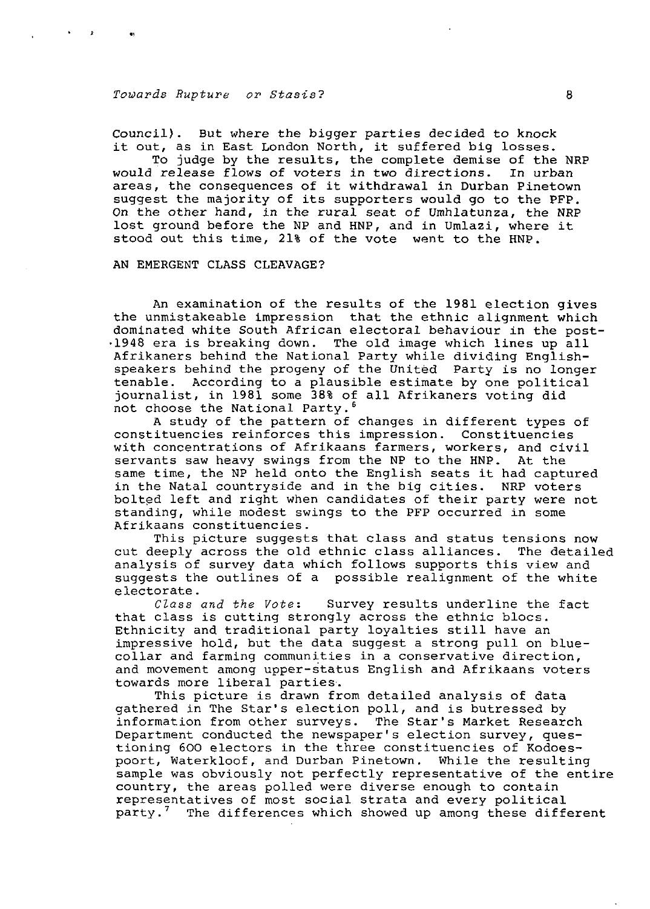Council). But where the bigger parties decided to knock it out, as in East London North, it suffered big losses.

To judge by the results, the complete demise of the NRP would release flows of voters in two directions. In urban areas, the consequences of it withdrawal in Durban Pinetown suggest the majority of its supporters would go to the PFP. On the other hand, in the rural seat of Umhlatunza, the NRP lost ground before the NP and HNP, and in Umlazi, where it stood out this time, 21% of the vote went to the HNP.

## AN EMERGENT CLASS CLEAVAGE?

An examination of the results of the 1981 election gives the unmistakeable impression that the ethnic alignment which dominated white South African electoral behaviour in the post-1948 era is breaking down. The old image which lines up all Afrikaners behind the National Party while dividing English-speakers behind the progeny of the United Party is no longer tenable. According to a plausible estimate by one political journalist, in 1981 some 38% of all Afrikaners voting did not choose the National Party.[6]

A study of the pattern of changes in different types of constituencies reinforces this impression. Constituencies with concentrations of Afrikaans farmers, workers, and civil servants saw heavy swings from the NP to the HNP. At the same time, the NP held onto the English seats it had captured in the Natal countryside and in the big cities. NRP voters bolted left and right when candidates of their party were not standing, while modest swings to the PFP occurred in some Afrikaans constituencies.

This picture suggests that class and status tensions now cut deeply across the old ethnic class alliances. The detailed analysis of survey data which follows supports this view and suggests the outlines of a possible realignment of the white electorate.

*Class and the Vote*: Survey results underline the fact that class is cutting strongly across the ethnic blocs. Ethnicity and traditional party loyalties still have an impressive hold, but the data suggest a strong pull on blue-collar and farming communities in a conservative direction, and movement among upper-status English and Afrikaans voters towards more liberal parties.

This picture is drawn from detailed analysis of data gathered in The Star's election poll, and is butressed by information from other surveys. The Star's Market Research Department conducted the newspaper's election survey, questioning 600 electors in the three constituencies of Kodoespoort, Waterkloof, and Durban Pinetown. While the resulting sample was obviously not perfectly representative of the entire country, the areas polled were diverse enough to contain representatives of most social strata and every political party.[7] The differences which showed up among these different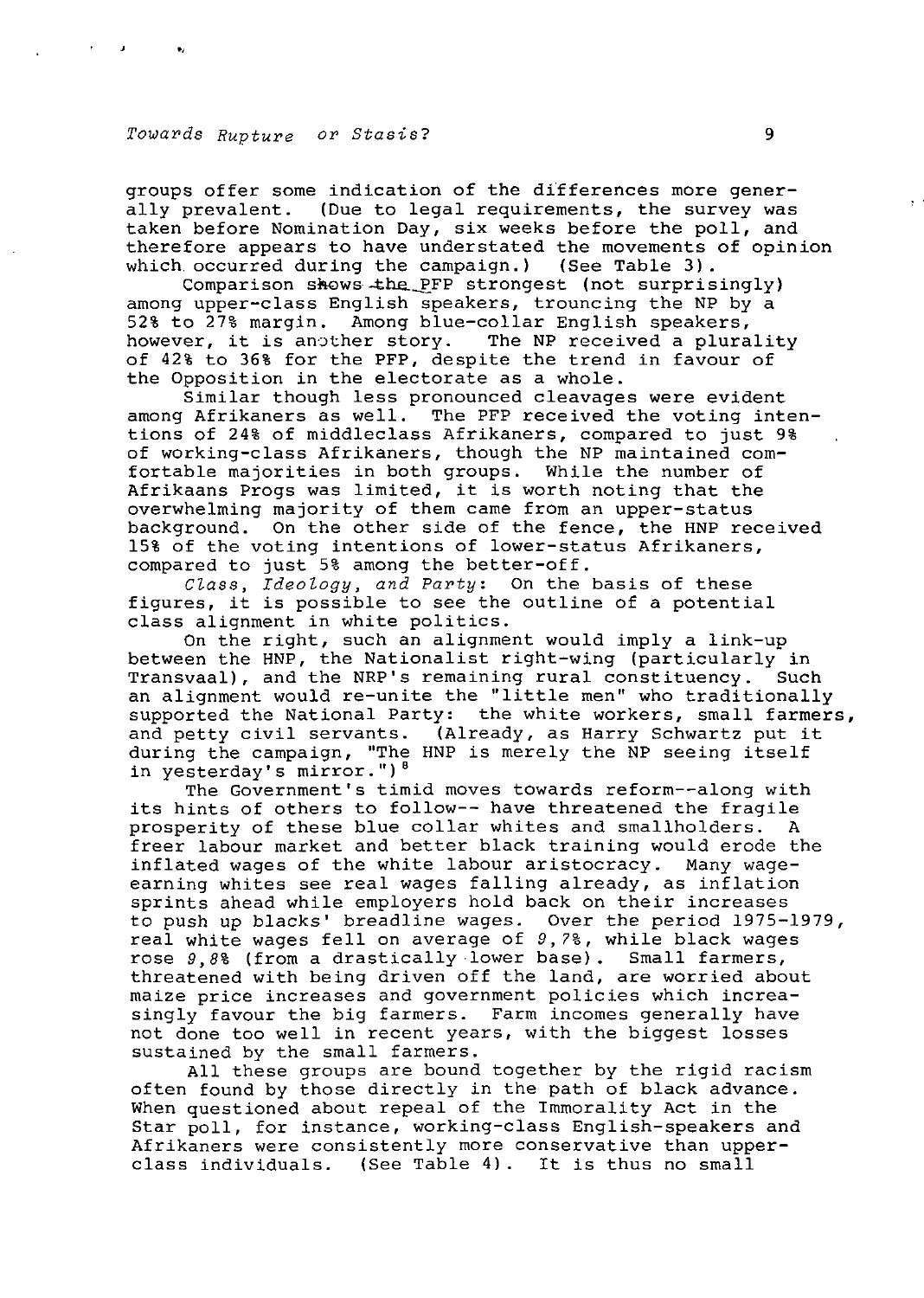groups offer some indication of the differences more generally prevalent. (Due to legal requirements, the survey was taken before Nomination Day, six weeks before the poll, and therefore appears to have understated the movements of opinion which occurred during the campaign.) (See Table 3).

Comparison shows the PFP strongest (not surprisingly) among upper-class English speakers, trouncing the NP by a 52% to 27% margin. Among blue-collar English speakers, however, it is another story. The NP received a plurality of 42% to 36% for the PFP, despite the trend in favour of the Opposition in the electorate as a whole.

Similar though less pronounced cleavages were evident among Afrikaners as well. The PFP received the voting intentions of 24% of middleclass Afrikaners, compared to just 9% of working-class Afrikaners, though the NP maintained comfortable majorities in both groups. While the number of Afrikaans Progs was limited, it is worth noting that the overwhelming majority of them came from an upper-status background. On the other side of the fence, the HNP received 15% of the voting intentions of lower-status Afrikaners, compared to just 5% among the better-off.

*Class, Ideology, and Party*: On the basis of these figures, it is possible to see the outline of a potential class alignment in white politics.

On the right, such an alignment would imply a link-up between the HNP, the Nationalist right-wing (particularly in Transvaal), and the NRP's remaining rural constituency. Such an alignment would re-unite the "little men" who traditionally supported the National Party: the white workers, small farmers, and petty civil servants. (Already, as Harry Schwartz put it during the campaign, "The HNP is merely the NP seeing itself in yesterday's mirror.")[8]

The Government's timid moves towards reform--along with its hints of others to follow-- have threatened the fragile prosperity of these blue collar whites and smallholders. A freer labour market and better black training would erode the inflated wages of the white labour aristocracy. Many wage-earning whites see real wages falling already, as inflation sprints ahead while employers hold back on their increases to push up blacks' breadline wages. Over the period 1975-1979, real white wages fell on average of 9,7%, while black wages rose 9,8% (from a drastically lower base). Small farmers, threatened with being driven off the land, are worried about maize price increases and government policies which increasingly favour the big farmers. Farm incomes generally have not done too well in recent years, with the biggest losses sustained by the small farmers.

All these groups are bound together by the rigid racism often found by those directly in the path of black advance. When questioned about repeal of the Immorality Act in the Star poll, for instance, working-class English-speakers and Afrikaners were consistently more conservative than upper-class individuals. (See Table 4). It is thus no small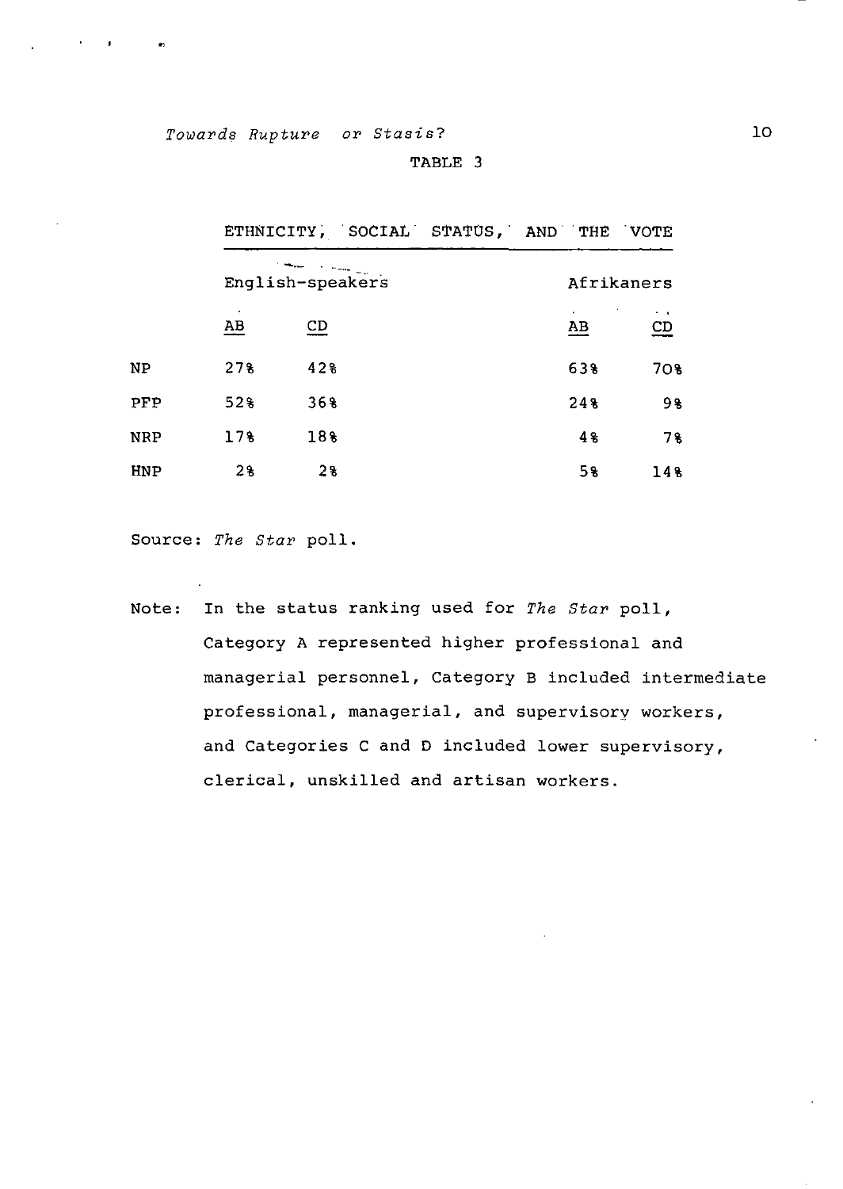TABLE 3

ETHNICITY, SOCIAL STATUS, AND THE VOTE

| | English-speakers | | Afrikaners | |
|---|---|---|---|---|
| | AB | CD | AB | CD |
| NP | 27% | 42% | 63% | 70% |
| PFP | 52% | 36% | 24% | 9% |
| NRP | 17% | 18% | 4% | 7% |
| HNP | 2% | 2% | 5% | 14% |

Source: *The Star* poll.

Note: In the status ranking used for *The Star* poll, Category A represented higher professional and managerial personnel, Category B included intermediate professional, managerial, and supervisory workers, and Categories C and D included lower supervisory, clerical, unskilled and artisan workers.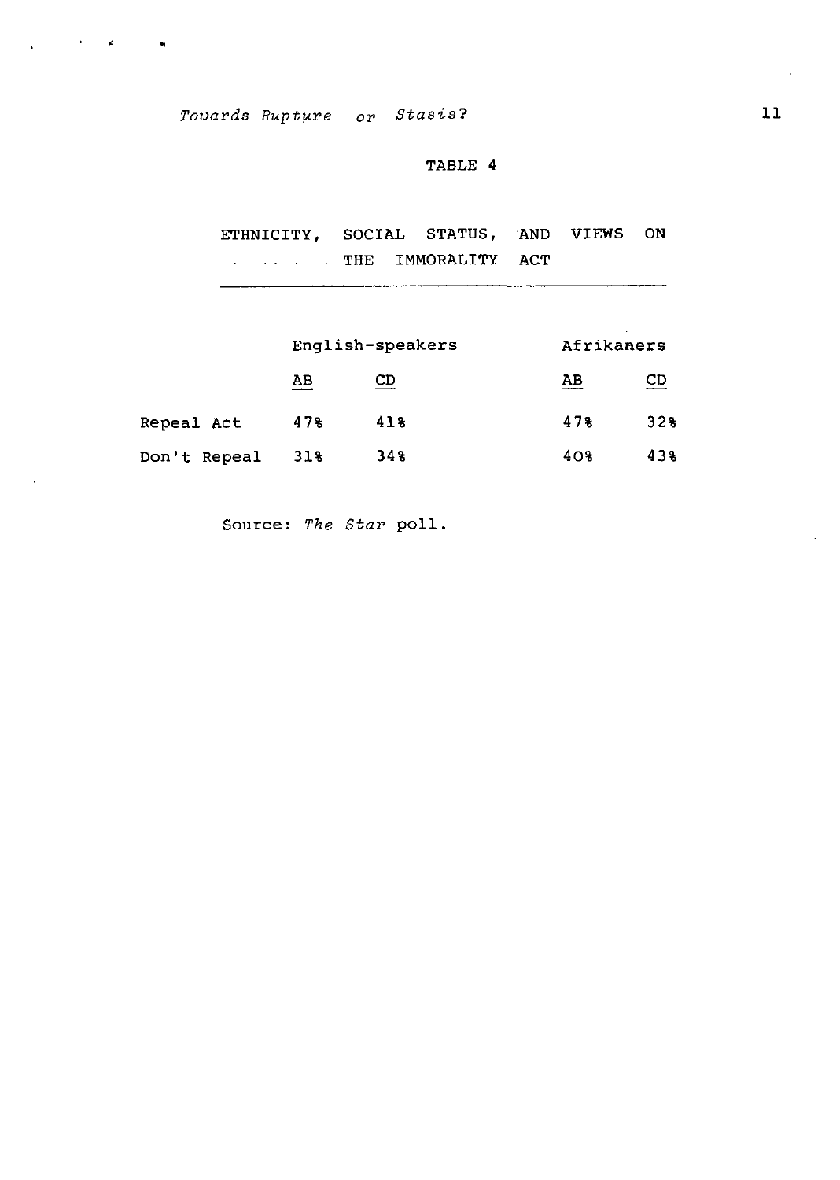TABLE 4

ETHNICITY, SOCIAL STATUS, AND VIEWS ON THE IMMORALITY ACT

| | English-speakers | | Afrikaners | |
|---|---|---|---|---|
| | AB | CD | AB | CD |
| Repeal Act | 47% | 41% | 47% | 32% |
| Don't Repeal | 31% | 34% | 40% | 43% |

Source: *The Star* poll.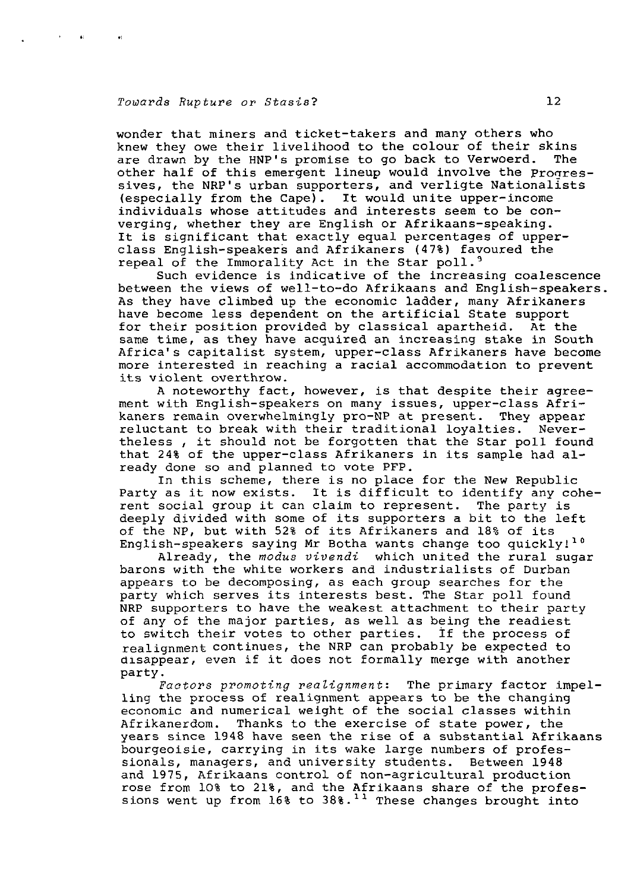wonder that miners and ticket-takers and many others who knew they owe their livelihood to the colour of their skins are drawn by the HNP's promise to go back to Verwoerd. The other half of this emergent lineup would involve the Progressives, the NRP's urban supporters, and verligte Nationalists (especially from the Cape). It would unite upper-income individuals whose attitudes and interests seem to be converging, whether they are English or Afrikaans-speaking. It is significant that exactly equal percentages of upper-class English-speakers and Afrikaners (47%) favoured the repeal of the Immorality Act in the Star poll.[9]

Such evidence is indicative of the increasing coalescence between the views of well-to-do Afrikaans and English-speakers. As they have climbed up the economic ladder, many Afrikaners have become less dependent on the artificial State support for their position provided by classical apartheid. At the same time, as they have acquired an increasing stake in South Africa's capitalist system, upper-class Afrikaners have become more interested in reaching a racial accommodation to prevent its violent overthrow.

A noteworthy fact, however, is that despite their agreement with English-speakers on many issues, upper-class Afrikaners remain overwhelmingly pro-NP at present. They appear reluctant to break with their traditional loyalties. Nevertheless , it should not be forgotten that the Star poll found that 24% of the upper-class Afrikaners in its sample had already done so and planned to vote PFP.

In this scheme, there is no place for the New Republic Party as it now exists. It is difficult to identify any coherent social group it can claim to represent. The party is deeply divided with some of its supporters a bit to the left of the NP, but with 52% of its Afrikaners and 18% of its English-speakers saying Mr Botha wants change too quickly![10]

Already, the *modus vivendi* which united the rural sugar barons with the white workers and industrialists of Durban appears to be decomposing, as each group searches for the party which serves its interests best. The Star poll found NRP supporters to have the weakest attachment to their party of any of the major parties, as well as being the readiest to switch their votes to other parties. If the process of realignment continues, the NRP can probably be expected to disappear, even if it does not formally merge with another party.

*Factors promoting realignment*: The primary factor impelling the process of realignment appears to be the changing economic and numerical weight of the social classes within Afrikanerdom. Thanks to the exercise of state power, the years since 1948 have seen the rise of a substantial Afrikaans bourgeoisie, carrying in its wake large numbers of professionals, managers, and university students. Between 1948 and 1975, Afrikaans control of non-agricultural production rose from 10% to 21%, and the Afrikaans share of the professions went up from 16% to 38%.[11] These changes brought into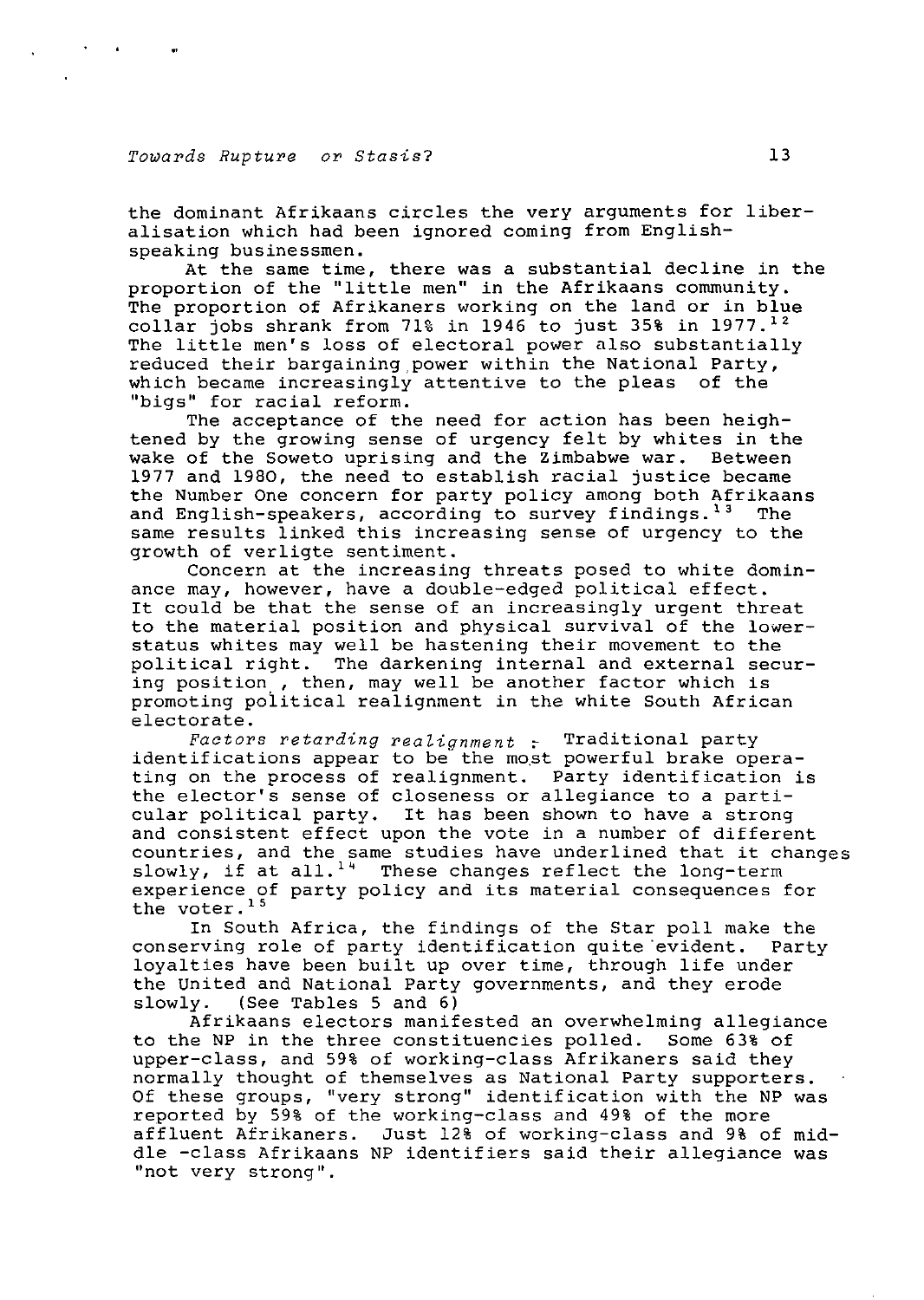the dominant Afrikaans circles the very arguments for liberalisation which had been ignored coming from English-speaking businessmen.

At the same time, there was a substantial decline in the proportion of the "little men" in the Afrikaans community. The proportion of Afrikaners working on the land or in blue collar jobs shrank from 71% in 1946 to just 35% in 1977.[12] The little men's loss of electoral power also substantially reduced their bargaining power within the National Party, which became increasingly attentive to the pleas of the "bigs" for racial reform.

The acceptance of the need for action has been heightened by the growing sense of urgency felt by whites in the wake of the Soweto uprising and the Zimbabwe war. Between 1977 and 1980, the need to establish racial justice became the Number One concern for party policy among both Afrikaans and English-speakers, according to survey findings.[13] The same results linked this increasing sense of urgency to the growth of verligte sentiment.

Concern at the increasing threats posed to white dominance may, however, have a double-edged political effect. It could be that the sense of an increasingly urgent threat to the material position and physical survival of the lower-status whites may well be hastening their movement to the political right. The darkening internal and external securing position, then, may well be another factor which is promoting political realignment in the white South African electorate.

*Factors retarding realignment* : Traditional party identifications appear to be the most powerful brake operating on the process of realignment. Party identification is the elector's sense of closeness or allegiance to a particular political party. It has been shown to have a strong and consistent effect upon the vote in a number of different countries, and the same studies have underlined that it changes slowly, if at all.[14] These changes reflect the long-term experience of party policy and its material consequences for the voter.[15]

In South Africa, the findings of the Star poll make the conserving role of party identification quite evident. Party loyalties have been built up over time, through life under the United and National Party governments, and they erode slowly. (See Tables 5 and 6)

Afrikaans electors manifested an overwhelming allegiance to the NP in the three constituencies polled. Some 63% of upper-class, and 59% of working-class Afrikaners said they normally thought of themselves as National Party supporters. Of these groups, "very strong" identification with the NP was reported by 59% of the working-class and 49% of the more affluent Afrikaners. Just 12% of working-class and 9% of middle -class Afrikaans NP identifiers said their allegiance was "not very strong".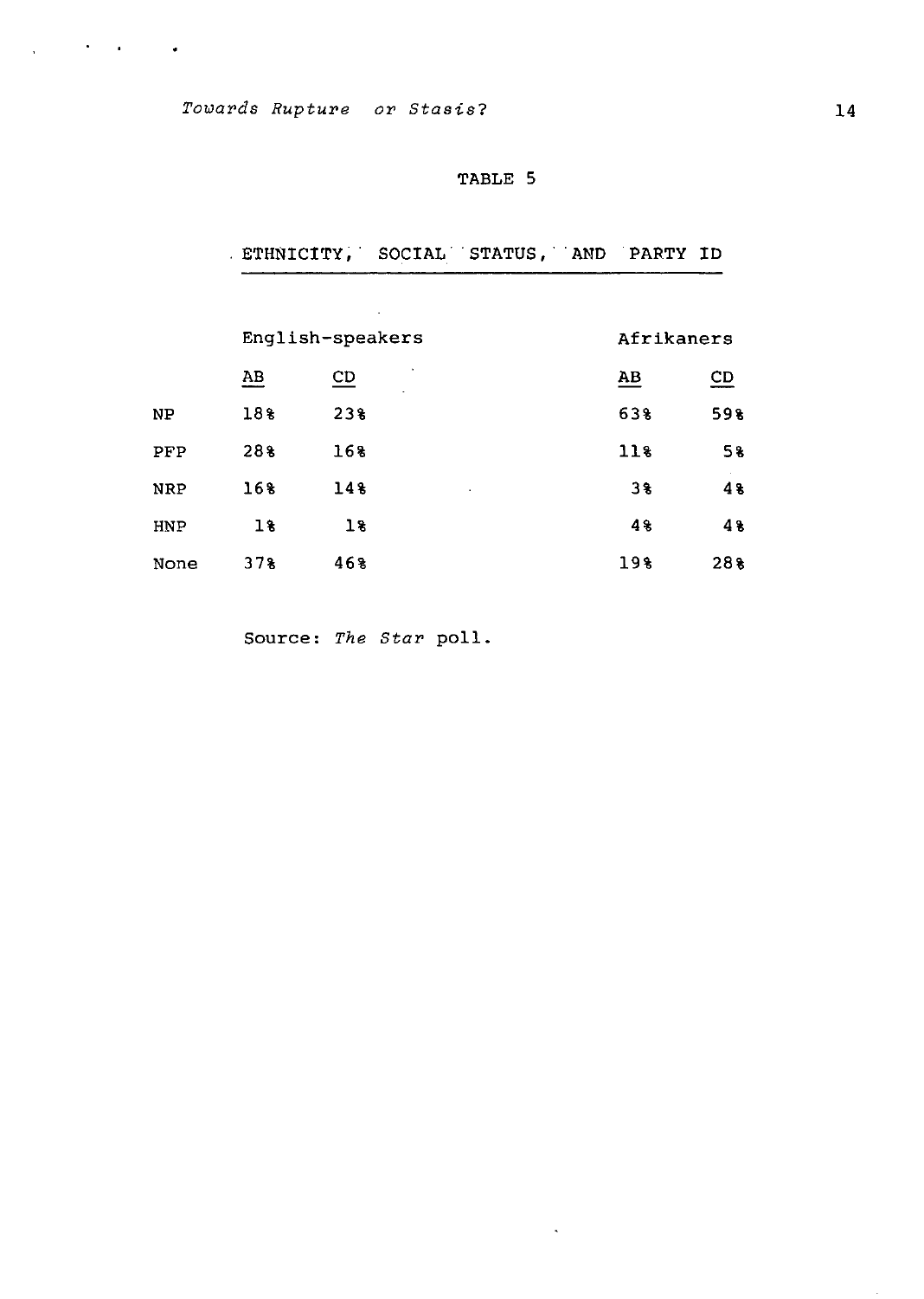TABLE 5

ETHNICITY, SOCIAL STATUS, AND PARTY ID

| | English-speakers | | Afrikaners | |
|---|---|---|---|---|
| | AB | CD | AB | CD |
| NP | 18% | 23% | 63% | 59% |
| PFP | 28% | 16% | 11% | 5% |
| NRP | 16% | 14% | 3% | 4% |
| HNP | 1% | 1% | 4% | 4% |
| None | 37% | 46% | 19% | 28% |

Source: *The Star* poll.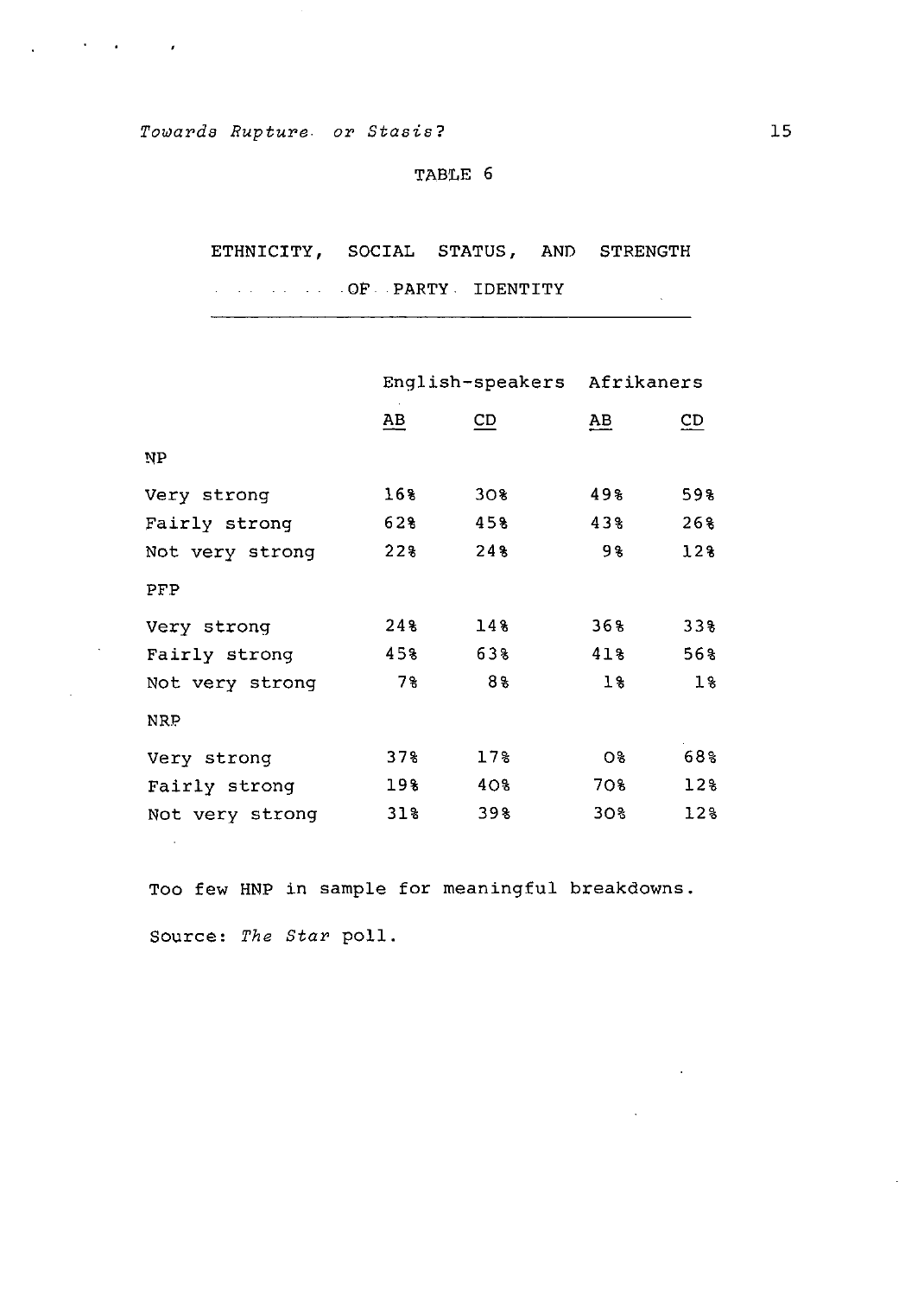TABLE 6

ETHNICITY, SOCIAL STATUS, AND STRENGTH OF PARTY IDENTITY

| | English-speakers | | Afrikaners | |
|---|---|---|---|---|
| | AB | CD | AB | CD |
| **NP** | | | | |
| Very strong | 16% | 30% | 49% | 59% |
| Fairly strong | 62% | 45% | 43% | 26% |
| Not very strong | 22% | 24% | 9% | 12% |
| **PFP** | | | | |
| Very strong | 24% | 14% | 36% | 33% |
| Fairly strong | 45% | 63% | 41% | 56% |
| Not very strong | 7% | 8% | 1% | 1% |
| **NRP** | | | | |
| Very strong | 37% | 17% | 0% | 68% |
| Fairly strong | 19% | 40% | 70% | 12% |
| Not very strong | 31% | 39% | 30% | 12% |

Too few HNP in sample for meaningful breakdowns.

Source: *The Star* poll.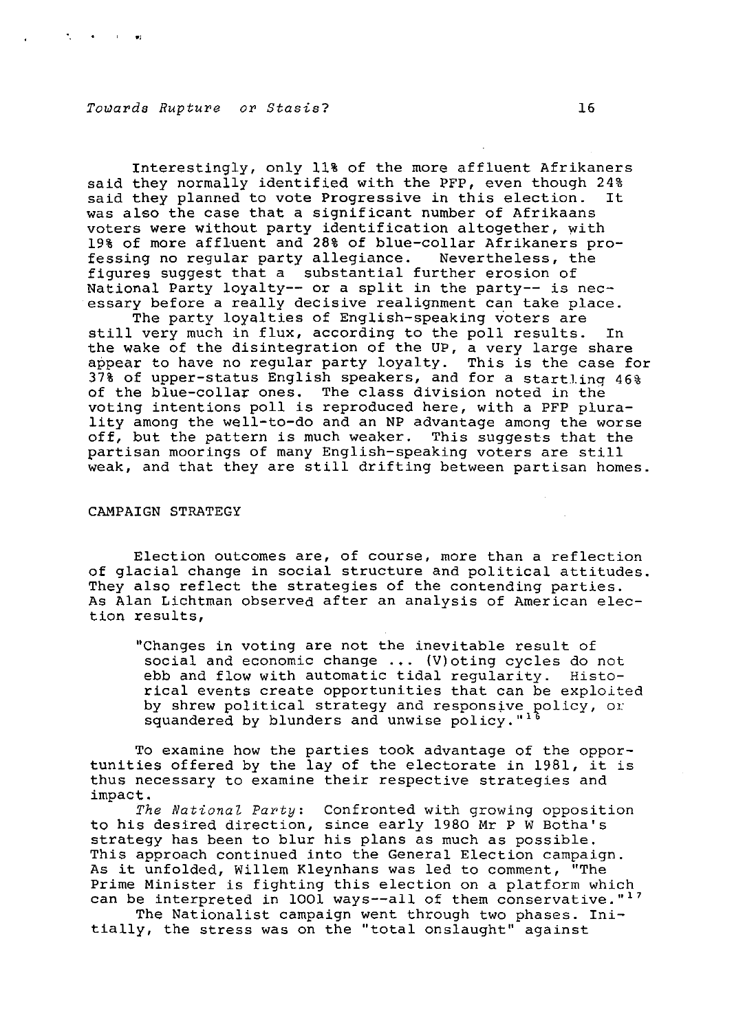Interestingly, only 11% of the more affluent Afrikaners said they normally identified with the PFP, even though 24% said they planned to vote Progressive in this election. It was also the case that a significant number of Afrikaans voters were without party identification altogether, with 19% of more affluent and 28% of blue-collar Afrikaners professing no regular party allegiance. Nevertheless, the figures suggest that a substantial further erosion of National Party loyalty-- or a split in the party-- is necessary before a really decisive realignment can take place.

The party loyalties of English-speaking voters are still very much in flux, according to the poll results. In the wake of the disintegration of the UP, a very large share appear to have no regular party loyalty. This is the case for 37% of upper-status English speakers, and for a startling 46% of the blue-collar ones. The class division noted in the voting intentions poll is reproduced here, with a PFP plurality among the well-to-do and an NP advantage among the worse off, but the pattern is much weaker. This suggests that the partisan moorings of many English-speaking voters are still weak, and that they are still drifting between partisan homes.

## CAMPAIGN STRATEGY

Election outcomes are, of course, more than a reflection of glacial change in social structure and political attitudes. They also reflect the strategies of the contending parties. As Alan Lichtman observed after an analysis of American election results,

> "Changes in voting are not the inevitable result of social and economic change ... (V)oting cycles do not ebb and flow with automatic tidal regularity. Historical events create opportunities that can be exploited by shrew political strategy and responsive policy, or squandered by blunders and unwise policy."[16]

To examine how the parties took advantage of the opportunities offered by the lay of the electorate in 1981, it is thus necessary to examine their respective strategies and impact.

*The National Party*: Confronted with growing opposition to his desired direction, since early 1980 Mr P W Botha's strategy has been to blur his plans as much as possible. This approach continued into the General Election campaign. As it unfolded, Willem Kleynhans was led to comment, "The Prime Minister is fighting this election on a platform which can be interpreted in 1001 ways--all of them conservative."[17]

The Nationalist campaign went through two phases. Initially, the stress was on the "total onslaught" against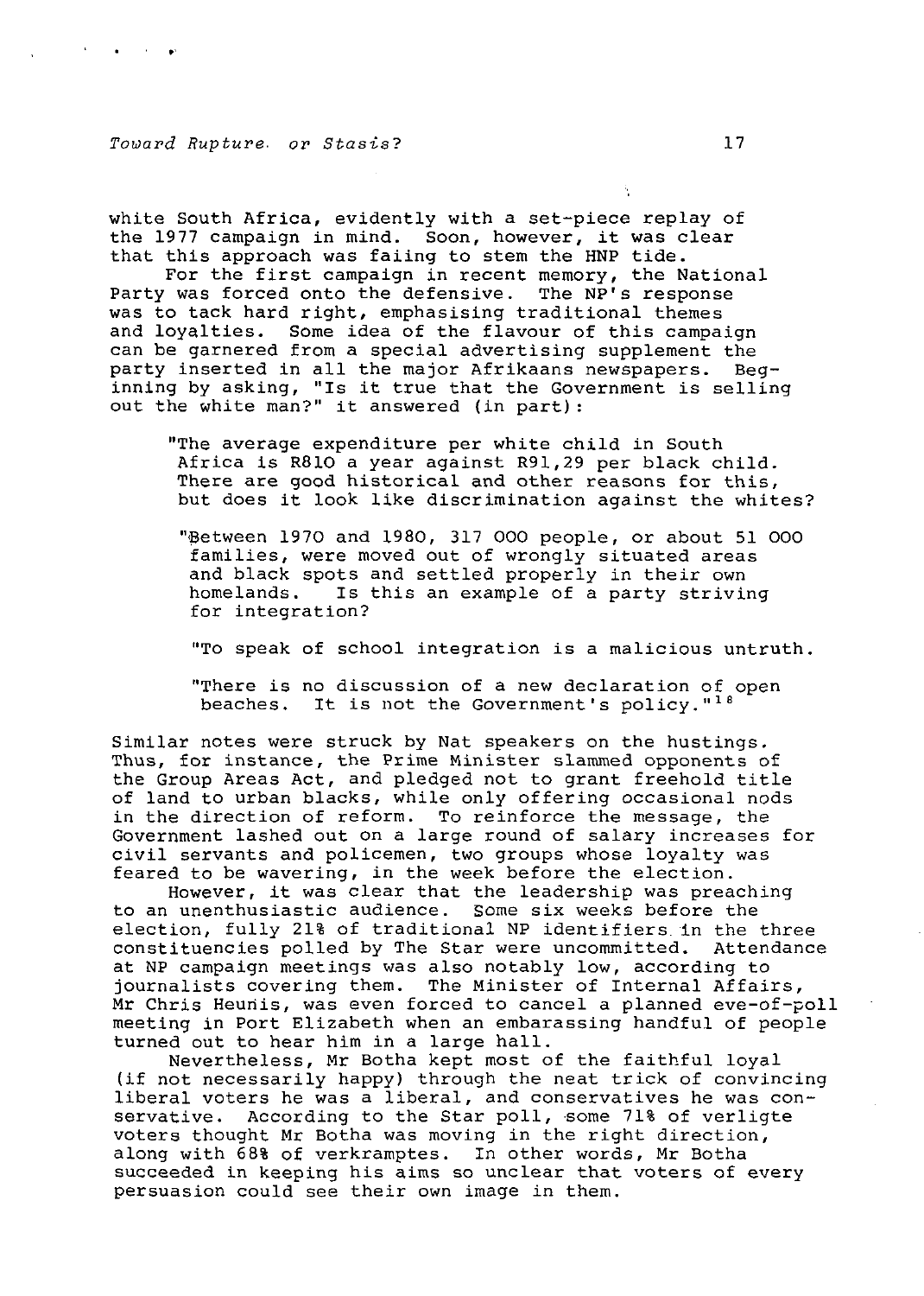white South Africa, evidently with a set-piece replay of the 1977 campaign in mind. Soon, however, it was clear that this approach was failing to stem the HNP tide.

For the first campaign in recent memory, the National Party was forced onto the defensive. The NP's response was to tack hard right, emphasising traditional themes and loyalties. Some idea of the flavour of this campaign can be garnered from a special advertising supplement the party inserted in all the major Afrikaans newspapers. Beginning by asking, "Is it true that the Government is selling out the white man?" it answered (in part):

> "The average expenditure per white child in South Africa is R810 a year against R91,29 per black child. There are good historical and other reasons for this, but does it look like discrimination against the whites?
>
> "Between 1970 and 1980, 317 000 people, or about 51 000 families, were moved out of wrongly situated areas and black spots and settled properly in their own homelands. Is this an example of a party striving for integration?
>
> "To speak of school integration is a malicious untruth.
>
> "There is no discussion of a new declaration of open beaches. It is not the Government's policy."[18]

Similar notes were struck by Nat speakers on the hustings. Thus, for instance, the Prime Minister slammed opponents of the Group Areas Act, and pledged not to grant freehold title of land to urban blacks, while only offering occasional nods in the direction of reform. To reinforce the message, the Government lashed out on a large round of salary increases for civil servants and policemen, two groups whose loyalty was feared to be wavering, in the week before the election.

However, it was clear that the leadership was preaching to an unenthusiastic audience. Some six weeks before the election, fully 21% of traditional NP identifiers in the three constituencies polled by The Star were uncommitted. Attendance at NP campaign meetings was also notably low, according to journalists covering them. The Minister of Internal Affairs, Mr Chris Heunis, was even forced to cancel a planned eve-of-poll meeting in Port Elizabeth when an embarassing handful of people turned out to hear him in a large hall.

Nevertheless, Mr Botha kept most of the faithful loyal (if not necessarily happy) through the neat trick of convincing liberal voters he was a liberal, and conservatives he was conservative. According to the Star poll, some 71% of verligte voters thought Mr Botha was moving in the right direction, along with 68% of verkramptes. In other words, Mr Botha succeeded in keeping his aims so unclear that voters of every persuasion could see their own image in them.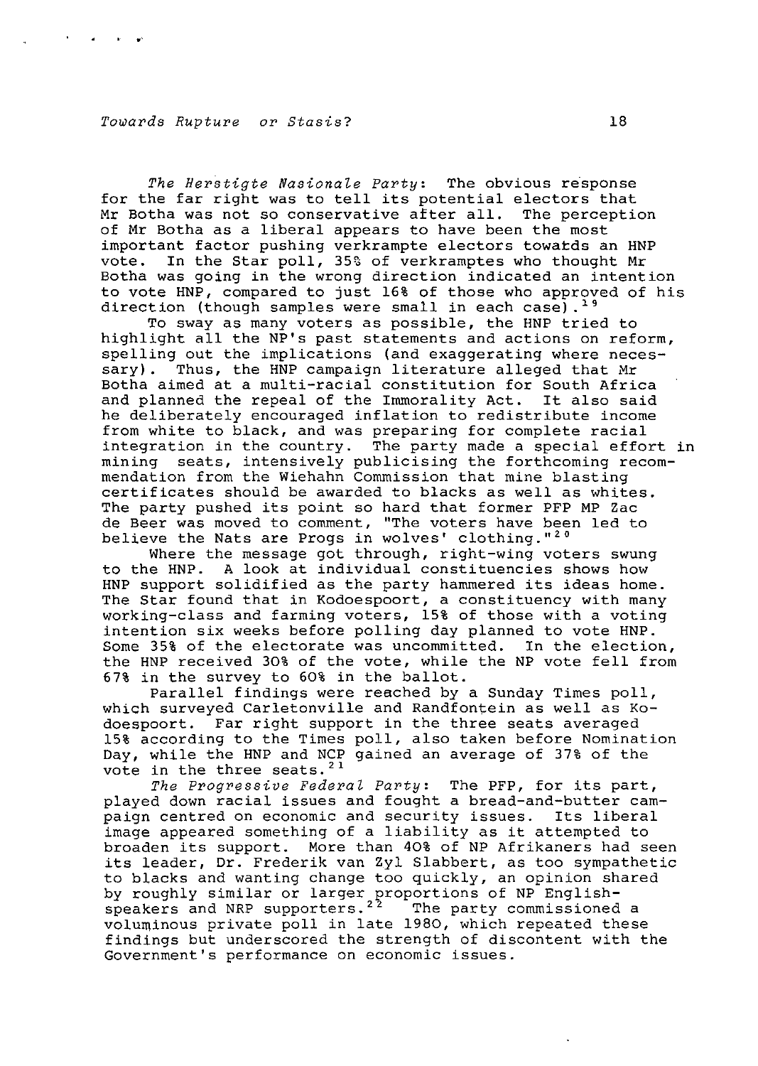*The Herstigte Nasionale Party*: The obvious response for the far right was to tell its potential electors that Mr Botha was not so conservative after all. The perception of Mr Botha as a liberal appears to have been the most important factor pushing verkrampte electors towards an HNP vote. In the Star poll, 35% of verkramptes who thought Mr Botha was going in the wrong direction indicated an intention to vote HNP, compared to just 16% of those who approved of his direction (though samples were small in each case).[19]

To sway as many voters as possible, the HNP tried to highlight all the NP's past statements and actions on reform, spelling out the implications (and exaggerating where necessary). Thus, the HNP campaign literature alleged that Mr Botha aimed at a multi-racial constitution for South Africa and planned the repeal of the Immorality Act. It also said he deliberately encouraged inflation to redistribute income from white to black, and was preparing for complete racial integration in the country. The party made a special effort in mining seats, intensively publicising the forthcoming recommendation from the Wiehahn Commission that mine blasting certificates should be awarded to blacks as well as whites. The party pushed its point so hard that former PFP MP Zac de Beer was moved to comment, "The voters have been led to believe the Nats are Progs in wolves' clothing."[20]

Where the message got through, right-wing voters swung to the HNP. A look at individual constituencies shows how HNP support solidified as the party hammered its ideas home. The Star found that in Kodoespoort, a constituency with many working-class and farming voters, 15% of those with a voting intention six weeks before polling day planned to vote HNP. Some 35% of the electorate was uncommitted. In the election, the HNP received 30% of the vote, while the NP vote fell from 67% in the survey to 60% in the ballot.

Parallel findings were reached by a Sunday Times poll, which surveyed Carletonville and Randfontein as well as Kodoespoort. Far right support in the three seats averaged 15% according to the Times poll, also taken before Nomination Day, while the HNP and NCP gained an average of 37% of the vote in the three seats.[21]

*The Progressive Federal Party*: The PFP, for its part, played down racial issues and fought a bread-and-butter campaign centred on economic and security issues. Its liberal image appeared something of a liability as it attempted to broaden its support. More than 40% of NP Afrikaners had seen its leader, Dr. Frederik van Zyl Slabbert, as too sympathetic to blacks and wanting change too quickly, an opinion shared by roughly similar or larger proportions of NP English-speakers and NRP supporters.[22] The party commissioned a voluminous private poll in late 1980, which repeated these findings but underscored the strength of discontent with the Government's performance on economic issues.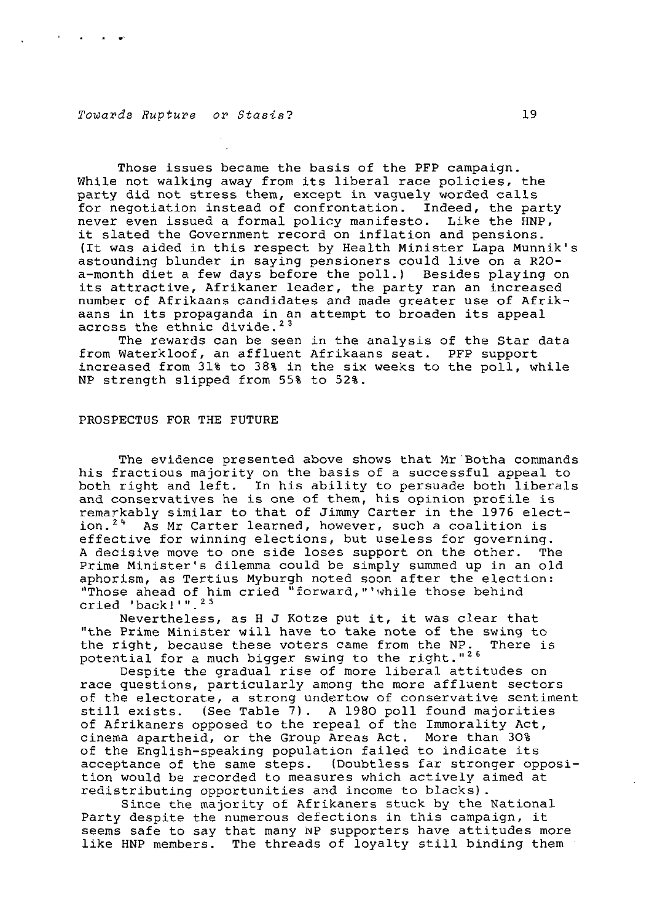Those issues became the basis of the PFP campaign. While not walking away from its liberal race policies, the party did not stress them, except in vaguely worded calls for negotiation instead of confrontation. Indeed, the party never even issued a formal policy manifesto. Like the HNP, it slated the Government record on inflation and pensions. (It was aided in this respect by Health Minister Lapa Munnik's astounding blunder in saying pensioners could live on a R20-a-month diet a few days before the poll.) Besides playing on its attractive, Afrikaner leader, the party ran an increased number of Afrikaans candidates and made greater use of Afrikaans in its propaganda in an attempt to broaden its appeal across the ethnic divide.[23]

The rewards can be seen in the analysis of the Star data from Waterkloof, an affluent Afrikaans seat. PFP support increased from 31% to 38% in the six weeks to the poll, while NP strength slipped from 55% to 52%.

## PROSPECTUS FOR THE FUTURE

The evidence presented above shows that Mr Botha commands his fractious majority on the basis of a successful appeal to both right and left. In his ability to persuade both liberals and conservatives he is one of them, his opinion profile is remarkably similar to that of Jimmy Carter in the 1976 election.[24] As Mr Carter learned, however, such a coalition is effective for winning elections, but useless for governing. A decisive move to one side loses support on the other. The Prime Minister's dilemma could be simply summed up in an old aphorism, as Tertius Myburgh noted soon after the election: "Those ahead of him cried "forward,"'while those behind cried 'back!'".[25]

Nevertheless, as H J Kotze put it, it was clear that "the Prime Minister will have to take note of the swing to the right, because these voters came from the NP. There is potential for a much bigger swing to the right."[26]

Despite the gradual rise of more liberal attitudes on race questions, particularly among the more affluent sectors of the electorate, a strong undertow of conservative sentiment still exists. (See Table 7). A 1980 poll found majorities of Afrikaners opposed to the repeal of the Immorality Act, cinema apartheid, or the Group Areas Act. More than 30% of the English-speaking population failed to indicate its acceptance of the same steps. (Doubtless far stronger opposition would be recorded to measures which actively aimed at redistributing opportunities and income to blacks).

Since the majority of Afrikaners stuck by the National Party despite the numerous defections in this campaign, it seems safe to say that many NP supporters have attitudes more like HNP members. The threads of loyalty still binding them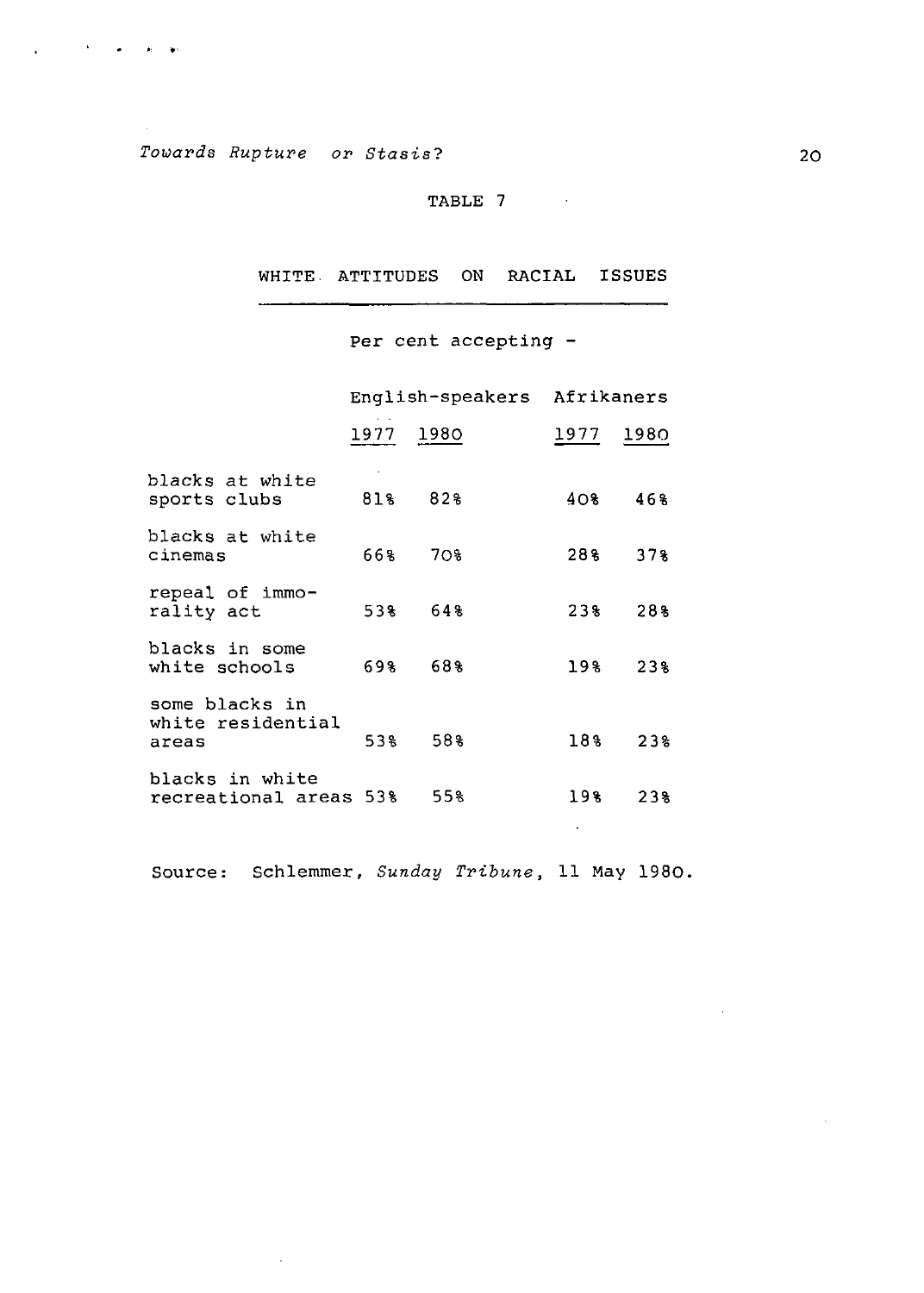TABLE 7

## WHITE ATTITUDES ON RACIAL ISSUES

Per cent accepting -

| | English-speakers | | Afrikaners | |
|---|---|---|---|---|
| | 1977 | 1980 | 1977 | 1980 |
| blacks at white sports clubs | 81% | 82% | 40% | 46% |
| blacks at white cinemas | 66% | 70% | 28% | 37% |
| repeal of immorality act | 53% | 64% | 23% | 28% |
| blacks in some white schools | 69% | 68% | 19% | 23% |
| some blacks in white residential areas | 53% | 58% | 18% | 23% |
| blacks in white recreational areas | 53% | 55% | 19% | 23% |

Source: Schlemmer, *Sunday Tribune*, 11 May 1980.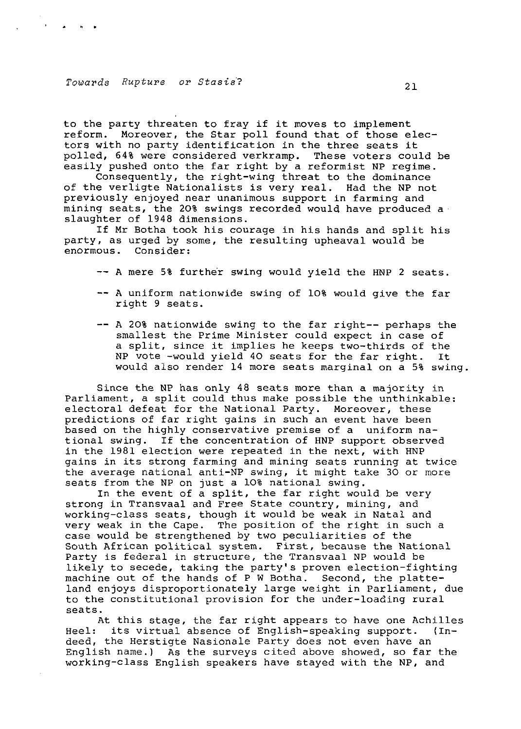to the party threaten to fray if it moves to implement reform. Moreover, the Star poll found that of those electors with no party identification in the three seats it polled, 64% were considered verkramp. These voters could be easily pushed onto the far right by a reformist NP regime.

Consequently, the right-wing threat to the dominance of the verligte Nationalists is very real. Had the NP not previously enjoyed near unanimous support in farming and mining seats, the 20% swings recorded would have produced a slaughter of 1948 dimensions.

If Mr Botha took his courage in his hands and split his party, as urged by some, the resulting upheaval would be enormous. Consider:

- -- A mere 5% further swing would yield the HNP 2 seats.
- -- A uniform nationwide swing of 10% would give the far right 9 seats.
- -- A 20% nationwide swing to the far right-- perhaps the smallest the Prime Minister could expect in case of a split, since it implies he keeps two-thirds of the NP vote -would yield 40 seats for the far right. It would also render 14 more seats marginal on a 5% swing.

Since the NP has only 48 seats more than a majority in Parliament, a split could thus make possible the unthinkable: electoral defeat for the National Party. Moreover, these predictions of far right gains in such an event have been based on the highly conservative premise of a uniform national swing. If the concentration of HNP support observed in the 1981 election were repeated in the next, with HNP gains in its strong farming and mining seats running at twice the average national anti-NP swing, it might take 30 or more seats from the NP on just a 10% national swing.

In the event of a split, the far right would be very strong in Transvaal and Free State country, mining, and working-class seats, though it would be weak in Natal and very weak in the Cape. The position of the right in such a case would be strengthened by two peculiarities of the South African political system. First, because the National Party is federal in structure, the Transvaal NP would be likely to secede, taking the party's proven election-fighting machine out of the hands of P W Botha. Second, the platteland enjoys disproportionately large weight in Parliament, due to the constitutional provision for the under-loading rural seats.

At this stage, the far right appears to have one Achilles Heel: its virtual absence of English-speaking support. (Indeed, the Herstigte Nasionale Party does not even have an English name.) As the surveys cited above showed, so far the working-class English speakers have stayed with the NP, and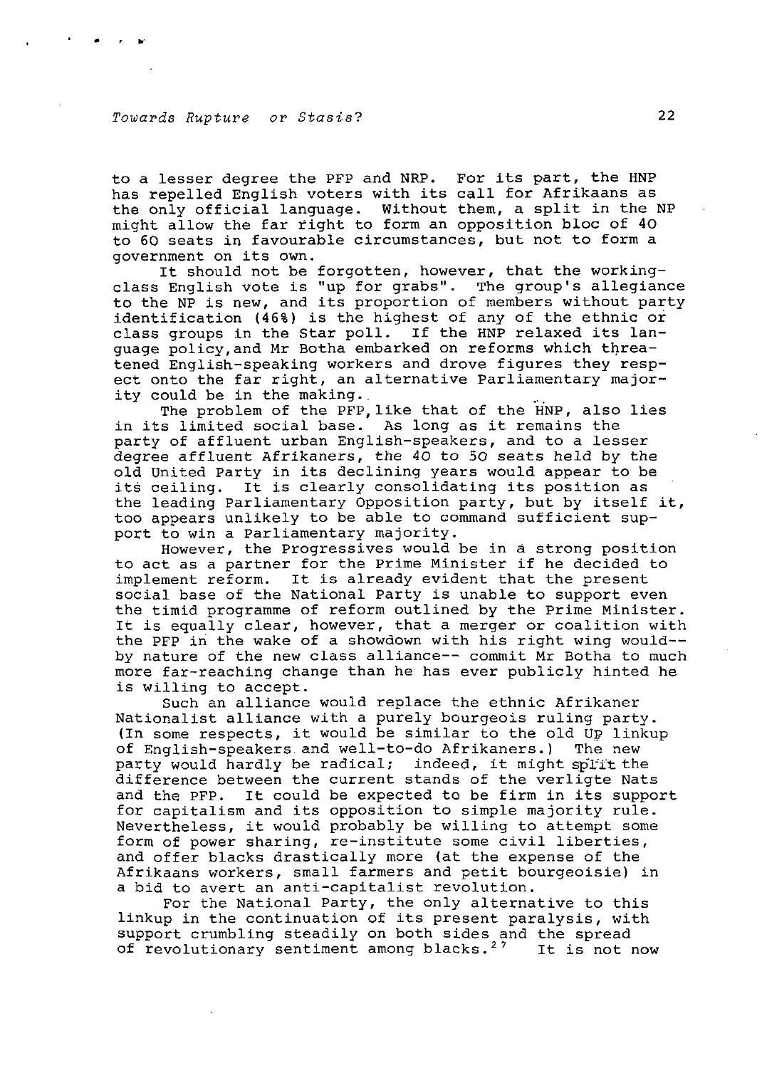to a lesser degree the PFP and NRP. For its part, the HNP has repelled English voters with its call for Afrikaans as the only official language. Without them, a split in the NP might allow the far right to form an opposition bloc of 40 to 60 seats in favourable circumstances, but not to form a government on its own.

It should not be forgotten, however, that the working-class English vote is "up for grabs". The group's allegiance to the NP is new, and its proportion of members without party identification (46%) is the highest of any of the ethnic or class groups in the Star poll. If the HNP relaxed its language policy,and Mr Botha embarked on reforms which threatened English-speaking workers and drove figures they respect onto the far right, an alternative Parliamentary majority could be in the making.

The problem of the PFP,like that of the HNP, also lies in its limited social base. As long as it remains the party of affluent urban English-speakers, and to a lesser degree affluent Afrikaners, the 40 to 50 seats held by the old United Party in its declining years would appear to be its ceiling. It is clearly consolidating its position as the leading Parliamentary Opposition party, but by itself it, too appears unlikely to be able to command sufficient support to win a Parliamentary majority.

However, the Progressives would be in a strong position to act as a partner for the Prime Minister if he decided to implement reform. It is already evident that the present social base of the National Party is unable to support even the timid programme of reform outlined by the Prime Minister. It is equally clear, however, that a merger or coalition with the PFP in the wake of a showdown with his right wing would-- by nature of the new class alliance-- commit Mr Botha to much more far-reaching change than he has ever publicly hinted he is willing to accept.

Such an alliance would replace the ethnic Afrikaner Nationalist alliance with a purely bourgeois ruling party. (In some respects, it would be similar to the old UP linkup of English-speakers and well-to-do Afrikaners.) The new party would hardly be radical; indeed, it might split the difference between the current stands of the verligte Nats and the PFP. It could be expected to be firm in its support for capitalism and its opposition to simple majority rule. Nevertheless, it would probably be willing to attempt some form of power sharing, re-institute some civil liberties, and offer blacks drastically more (at the expense of the Afrikaans workers, small farmers and petit bourgeoisie) in a bid to avert an anti-capitalist revolution.

For the National Party, the only alternative to this linkup in the continuation of its present paralysis, with support crumbling steadily on both sides and the spread of revolutionary sentiment among blacks.[27] It is not now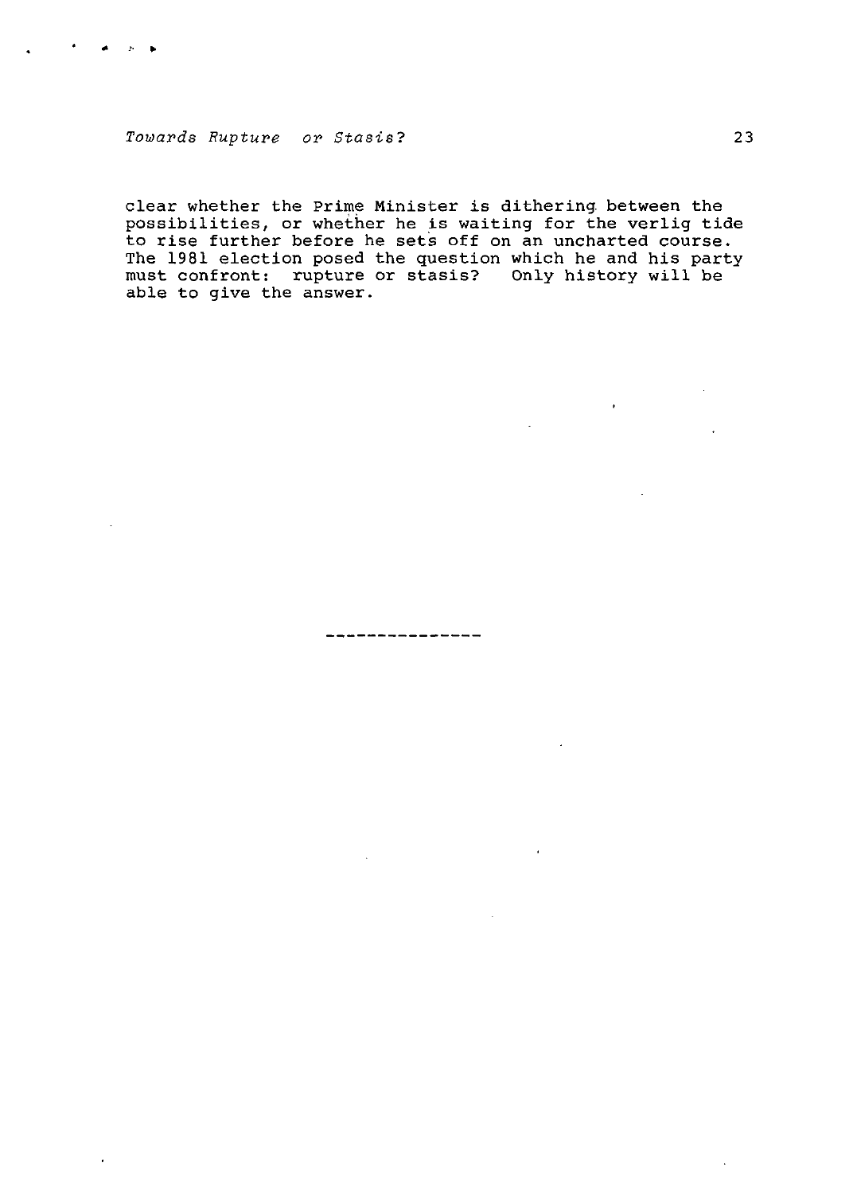clear whether the Prime Minister is dithering between the possibilities, or whether he is waiting for the verlig tide to rise further before he sets off on an uncharted course. The 1981 election posed the question which he and his party must confront: rupture or stasis? Only history will be able to give the answer.

---------------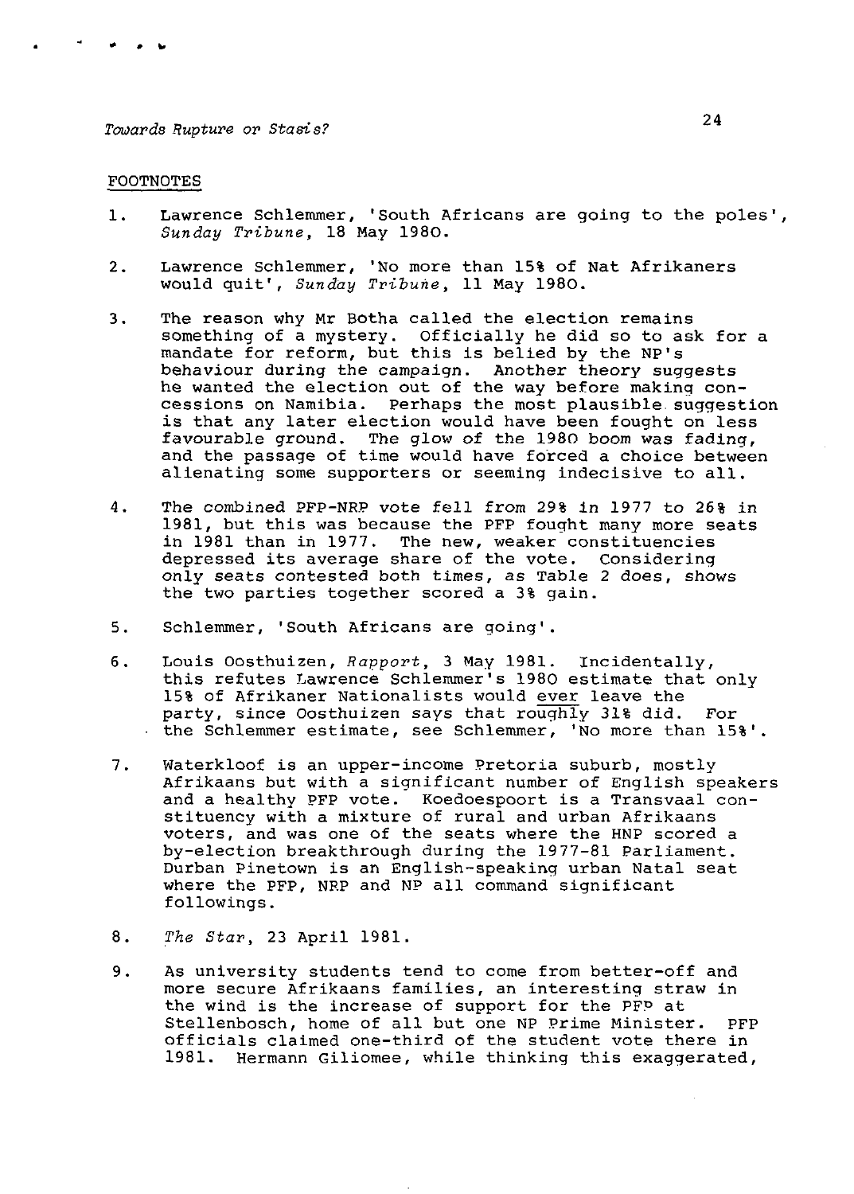## FOOTNOTES

1. Lawrence Schlemmer, 'South Africans are going to the poles', *Sunday Tribune*, 18 May 1980.

2. Lawrence Schlemmer, 'No more than 15% of Nat Afrikaners would quit', *Sunday Tribune*, 11 May 1980.

3. The reason why Mr Botha called the election remains something of a mystery. Officially he did so to ask for a mandate for reform, but this is belied by the NP's behaviour during the campaign. Another theory suggests he wanted the election out of the way before making concessions on Namibia. Perhaps the most plausible suggestion is that any later election would have been fought on less favourable ground. The glow of the 1980 boom was fading, and the passage of time would have forced a choice between alienating some supporters or seeming indecisive to all.

4. The combined PFP-NRP vote fell from 29% in 1977 to 26% in 1981, but this was because the PFP fought many more seats in 1981 than in 1977. The new, weaker constituencies depressed its average share of the vote. Considering only seats contested both times, as Table 2 does, shows the two parties together scored a 3% gain.

5. Schlemmer, 'South Africans are going'.

6. Louis Oosthuizen, *Rapport*, 3 May 1981. Incidentally, this refutes Lawrence Schlemmer's 1980 estimate that only 15% of Afrikaner Nationalists would ever leave the party, since Oosthuizen says that roughly 31% did. For the Schlemmer estimate, see Schlemmer, 'No more than 15%'.

7. Waterkloof is an upper-income Pretoria suburb, mostly Afrikaans but with a significant number of English speakers and a healthy PFP vote. Koedoespoort is a Transvaal constituency with a mixture of rural and urban Afrikaans voters, and was one of the seats where the HNP scored a by-election breakthrough during the 1977-81 Parliament. Durban Pinetown is an English-speaking urban Natal seat where the PFP, NRP and NP all command significant followings.

8. *The Star*, 23 April 1981.

9. As university students tend to come from better-off and more secure Afrikaans families, an interesting straw in the wind is the increase of support for the PFP at Stellenbosch, home of all but one NP Prime Minister. PFP officials claimed one-third of the student vote there in 1981. Hermann Giliomee, while thinking this exaggerated,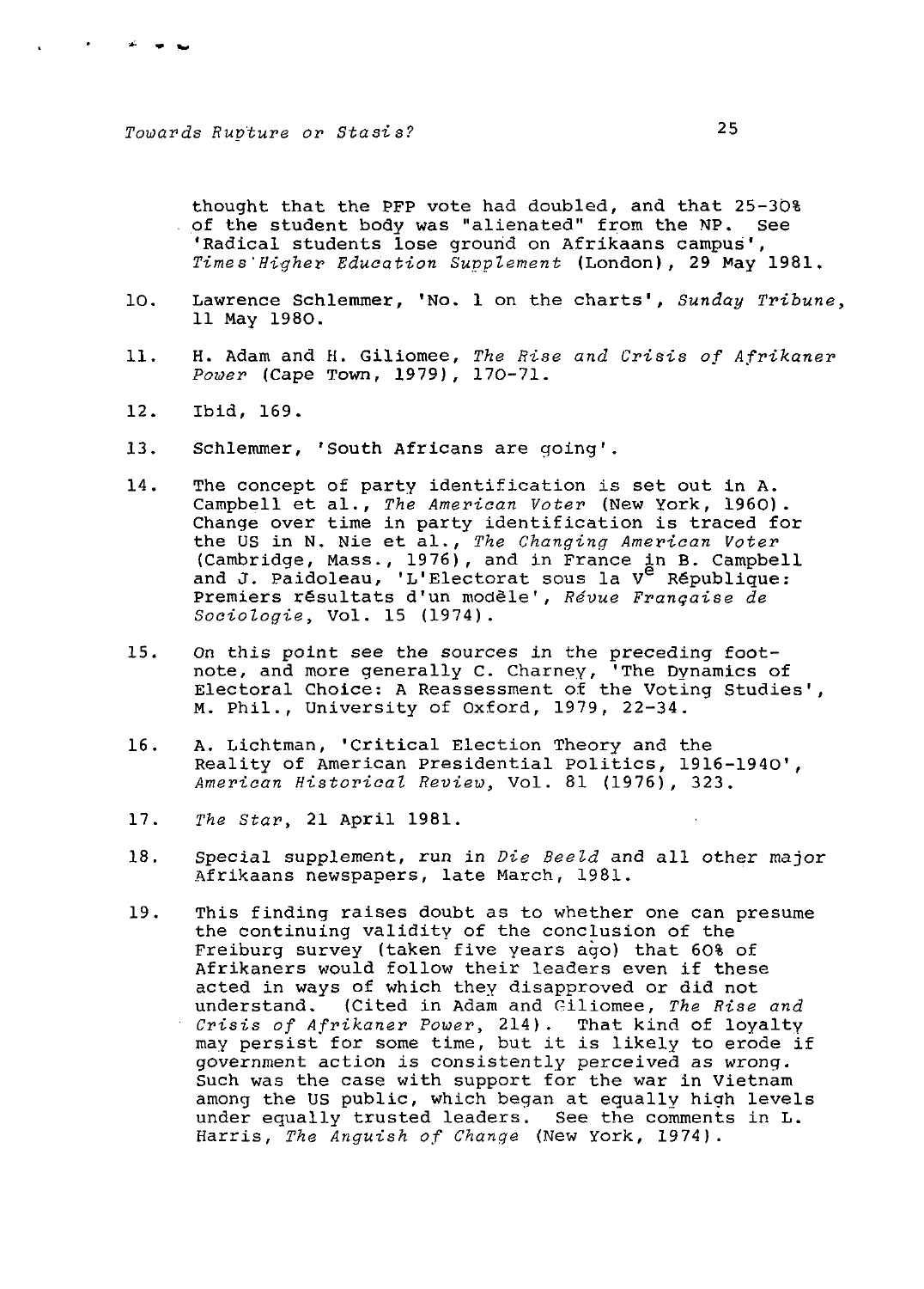thought that the PFP vote had doubled, and that 25-30% of the student body was "alienated" from the NP. See 'Radical students lose ground on Afrikaans campus', *Times Higher Education Supplement* (London), 29 May 1981.

10. Lawrence Schlemmer, 'No. 1 on the charts', *Sunday Tribune*, 11 May 1980.

11. H. Adam and H. Giliomee, *The Rise and Crisis of Afrikaner Power* (Cape Town, 1979), 170-71.

12. Ibid, 169.

13. Schlemmer, 'South Africans are going'.

14. The concept of party identification is set out in A. Campbell et al., *The American Voter* (New York, 1960). Change over time in party identification is traced for the US in N. Nie et al., *The Changing American Voter* (Cambridge, Mass., 1976), and in France in B. Campbell and J. Paidoleau, 'L'Electorat sous la V[e] République: Premiers résultats d'un modèle', *Révue Française de Sociologie*, Vol. 15 (1974).

15. On this point see the sources in the preceding footnote, and more generally C. Charney, 'The Dynamics of Electoral Choice: A Reassessment of the Voting Studies', M. Phil., University of Oxford, 1979, 22-34.

16. A. Lichtman, 'Critical Election Theory and the Reality of American Presidential Politics, 1916-1940', *American Historical Review*, Vol. 81 (1976), 323.

17. *The Star*, 21 April 1981.

18. Special supplement, run in *Die Beeld* and all other major Afrikaans newspapers, late March, 1981.

19. This finding raises doubt as to whether one can presume the continuing validity of the conclusion of the Freiburg survey (taken five years ago) that 60% of Afrikaners would follow their leaders even if these acted in ways of which they disapproved or did not understand. (Cited in Adam and Giliomee, *The Rise and Crisis of Afrikaner Power*, 214). That kind of loyalty may persist for some time, but it is likely to erode if government action is consistently perceived as wrong. Such was the case with support for the war in Vietnam among the US public, which began at equally high levels under equally trusted leaders. See the comments in L. Harris, *The Anguish of Change* (New York, 1974).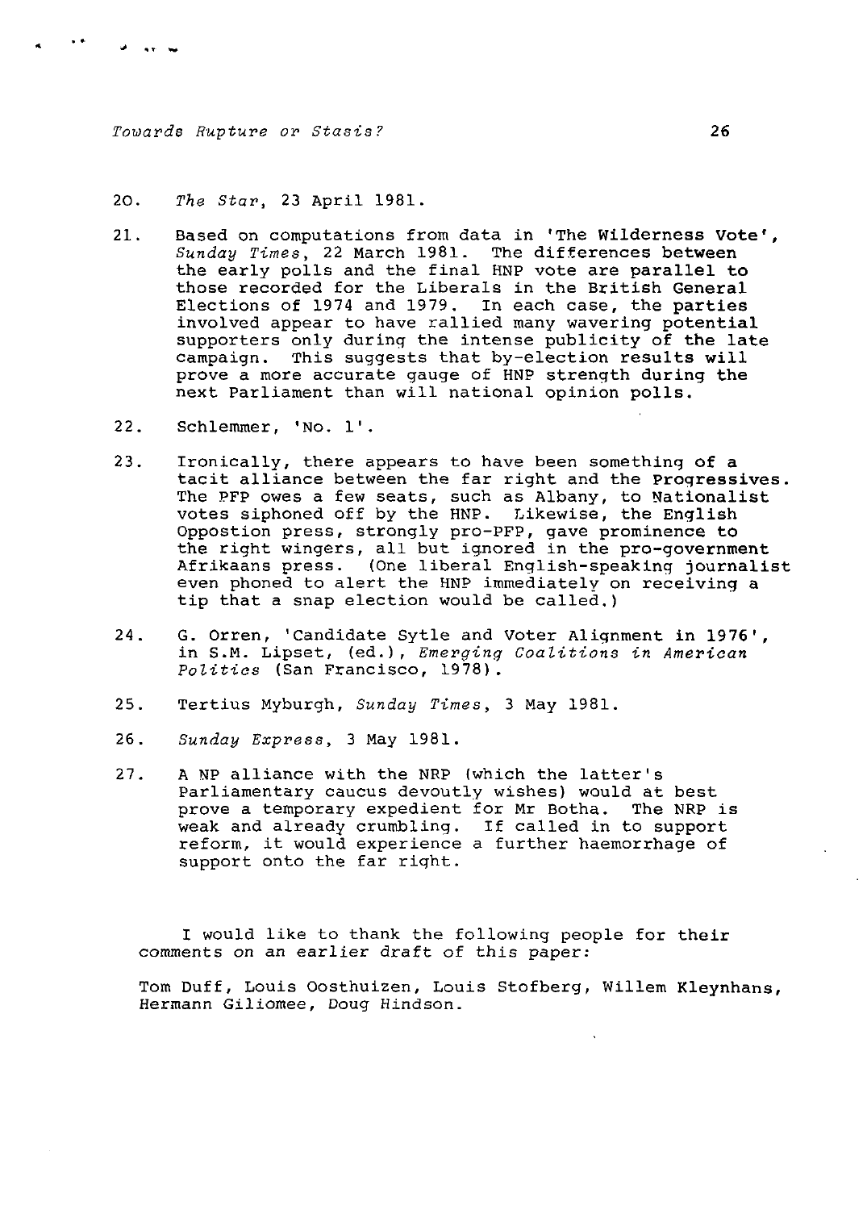20. *The Star*, 23 April 1981.

21. Based on computations from data in 'The Wilderness Vote', *Sunday Times*, 22 March 1981. The differences between the early polls and the final HNP vote are parallel to those recorded for the Liberals in the British General Elections of 1974 and 1979. In each case, the parties involved appear to have rallied many wavering potential supporters only during the intense publicity of the late campaign. This suggests that by-election results will prove a more accurate gauge of HNP strength during the next Parliament than will national opinion polls.

22. Schlemmer, 'No. 1'.

23. Ironically, there appears to have been something of a tacit alliance between the far right and the Progressives. The PFP owes a few seats, such as Albany, to Nationalist votes siphoned off by the HNP. Likewise, the English Oppostion press, strongly pro-PFP, gave prominence to the right wingers, all but ignored in the pro-government Afrikaans press. (One liberal English-speaking journalist even phoned to alert the HNP immediately on receiving a tip that a snap election would be called.)

24. G. Orren, 'Candidate Sytle and Voter Alignment in 1976', in S.M. Lipset, (ed.), *Emerging Coalitions in American Politics* (San Francisco, 1978).

25. Tertius Myburgh, *Sunday Times*, 3 May 1981.

26. *Sunday Express*, 3 May 1981.

27. A NP alliance with the NRP (which the latter's Parliamentary caucus devoutly wishes) would at best prove a temporary expedient for Mr Botha. The NRP is weak and already crumbling. If called in to support reform, it would experience a further haemorrhage of support onto the far right.

I would like to thank the following people for their comments on an earlier draft of this paper:

Tom Duff, Louis Oosthuizen, Louis Stofberg, Willem Kleynhans, Hermann Giliomee, Doug Hindson.